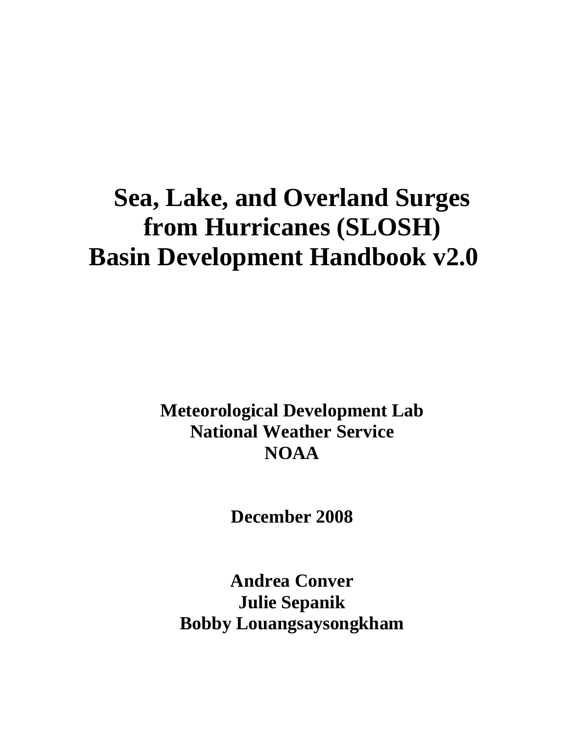# Sea, Lake, and Overland Surges from Hurricanes (SLOSH) Basin Development Handbook v2.0

**Meteorological Development Lab**
**National Weather Service**
**NOAA**

**December 2008**

**Andrea Conver**
**Julie Sepanik**
**Bobby Louangsaysongkham**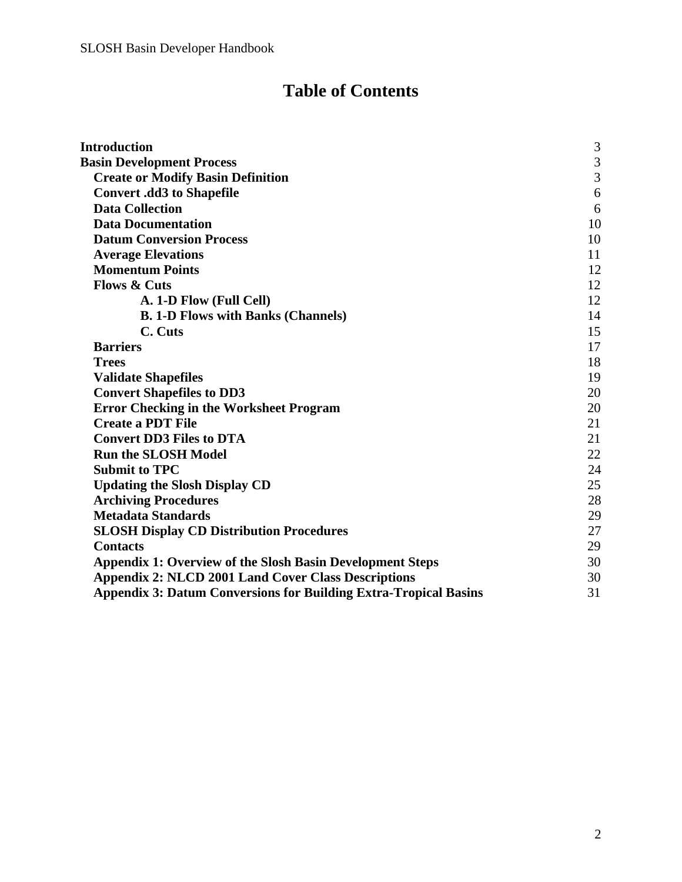# Table of Contents

| | |
|---|---|
| **Introduction** | 3 |
| **Basin Development Process** | 3 |
| **Create or Modify Basin Definition** | 3 |
| **Convert .dd3 to Shapefile** | 6 |
| **Data Collection** | 6 |
| **Data Documentation** | 10 |
| **Datum Conversion Process** | 10 |
| **Average Elevations** | 11 |
| **Momentum Points** | 12 |
| **Flows & Cuts** | 12 |
| **A. 1-D Flow (Full Cell)** | 12 |
| **B. 1-D Flows with Banks (Channels)** | 14 |
| **C. Cuts** | 15 |
| **Barriers** | 17 |
| **Trees** | 18 |
| **Validate Shapefiles** | 19 |
| **Convert Shapefiles to DD3** | 20 |
| **Error Checking in the Worksheet Program** | 20 |
| **Create a PDT File** | 21 |
| **Convert DD3 Files to DTA** | 21 |
| **Run the SLOSH Model** | 22 |
| **Submit to TPC** | 24 |
| **Updating the Slosh Display CD** | 25 |
| **Archiving Procedures** | 28 |
| **Metadata Standards** | 29 |
| **SLOSH Display CD Distribution Procedures** | 27 |
| **Contacts** | 29 |
| **Appendix 1: Overview of the Slosh Basin Development Steps** | 30 |
| **Appendix 2: NLCD 2001 Land Cover Class Descriptions** | 30 |
| **Appendix 3: Datum Conversions for Building Extra-Tropical Basins** | 31 |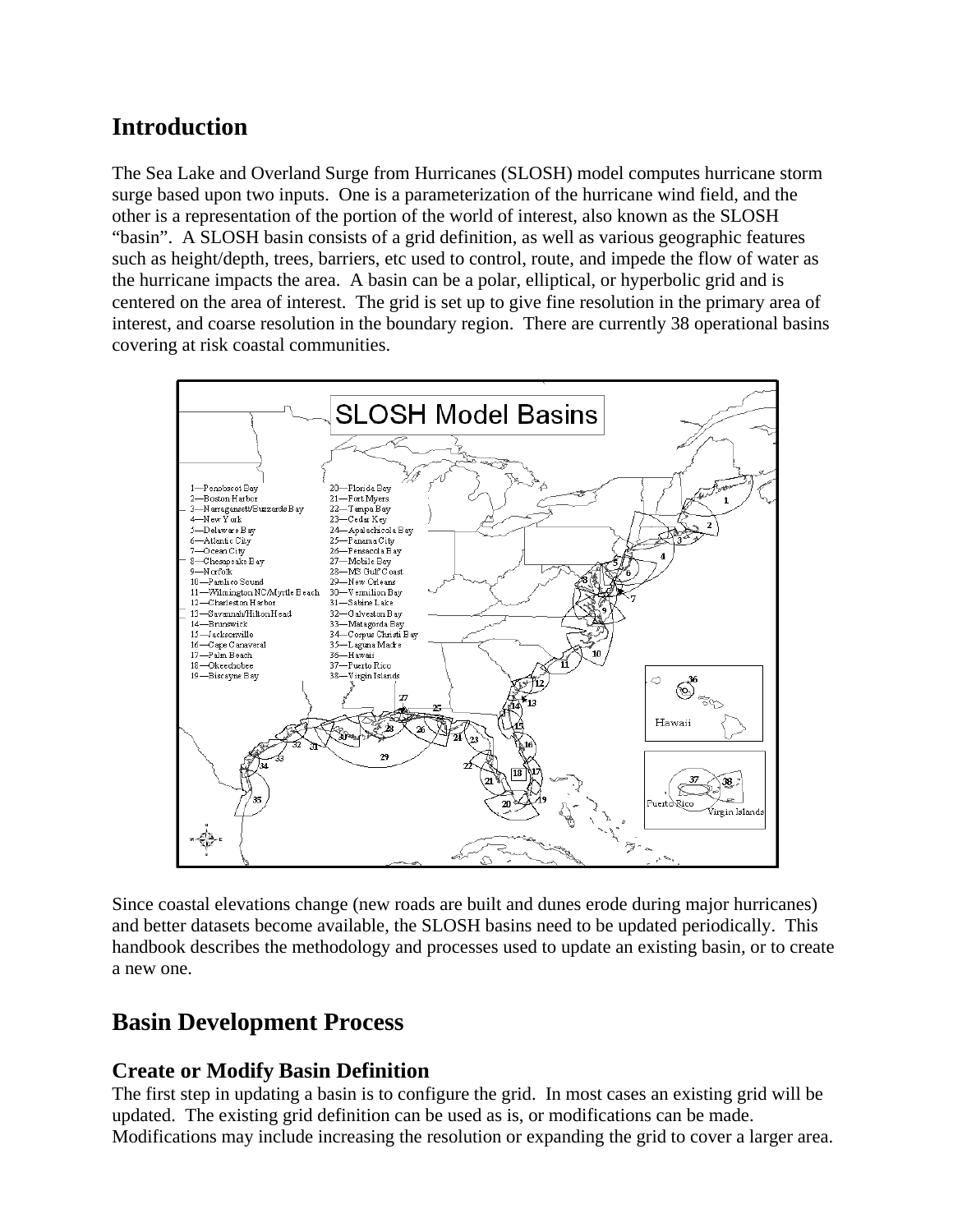## Introduction

The Sea Lake and Overland Surge from Hurricanes (SLOSH) model computes hurricane storm surge based upon two inputs. One is a parameterization of the hurricane wind field, and the other is a representation of the portion of the world of interest, also known as the SLOSH "basin". A SLOSH basin consists of a grid definition, as well as various geographic features such as height/depth, trees, barriers, etc used to control, route, and impede the flow of water as the hurricane impacts the area. A basin can be a polar, elliptical, or hyperbolic grid and is centered on the area of interest. The grid is set up to give fine resolution in the primary area of interest, and coarse resolution in the boundary region. There are currently 38 operational basins covering at risk coastal communities.

Since coastal elevations change (new roads are built and dunes erode during major hurricanes) and better datasets become available, the SLOSH basins need to be updated periodically. This handbook describes the methodology and processes used to update an existing basin, or to create a new one.

## Basin Development Process

### Create or Modify Basin Definition

The first step in updating a basin is to configure the grid. In most cases an existing grid will be updated. The existing grid definition can be used as is, or modifications can be made. Modifications may include increasing the resolution or expanding the grid to cover a larger area.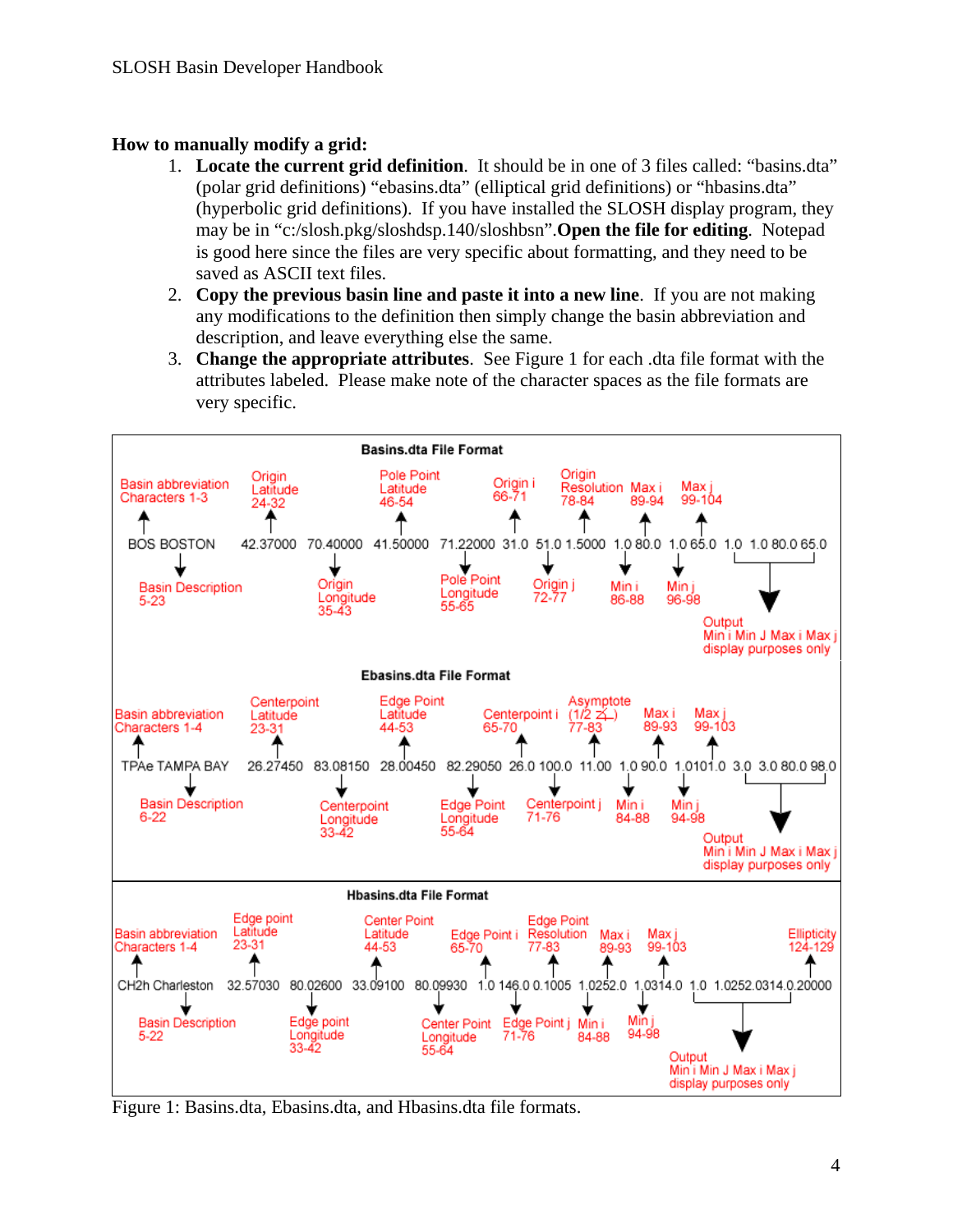**How to manually modify a grid:**

1. **Locate the current grid definition**. It should be in one of 3 files called: "basins.dta" (polar grid definitions) "ebasins.dta" (elliptical grid definitions) or "hbasins.dta" (hyperbolic grid definitions). If you have installed the SLOSH display program, they may be in "c:/slosh.pkg/sloshdsp.140/sloshbsn".**Open the file for editing**. Notepad is good here since the files are very specific about formatting, and they need to be saved as ASCII text files.
2. **Copy the previous basin line and paste it into a new line**. If you are not making any modifications to the definition then simply change the basin abbreviation and description, and leave everything else the same.
3. **Change the appropriate attributes**. See Figure 1 for each .dta file format with the attributes labeled. Please make note of the character spaces as the file formats are very specific.

**Basins.dta File Format**

```
BOS BOSTON          42.37000  70.40000  41.50000  71.22000 31.0 51.0 1.5000  1.0 80.0  1.0 65.0  1.0  1.0 80.0 65.0
```

- Basin abbreviation: Characters 1-3
- Basin Description: 5-23
- Origin Latitude: 24-32
- Origin Longitude: 35-43
- Pole Point Latitude: 46-54
- Pole Point Longitude: 55-65
- Origin i: 66-71
- Origin j: 72-77
- Origin Resolution: 78-84
- Min i: 86-88
- Max i: 89-94
- Min j: 96-98
- Max j: 99-104
- Output Min i Min J Max i Max j: display purposes only

**Ebasins.dta File Format**

```
TPAe TAMPA BAY      26.27450  83.08150  28.00450  82.29050  26.0 100.0  11.00  1.0 90.0  1.0101.0  3.0  3.0 80.0 98.0
```

- Basin abbreviation: Characters 1-4
- Basin Description: 6-22
- Centerpoint Latitude: 23-31
- Centerpoint Longitude: 33-42
- Edge Point Latitude: 44-53
- Edge Point Longitude: 55-64
- Centerpoint i: 65-70
- Centerpoint j: 71-76
- Asymptote (1/2 ∠): 77-83
- Min i: 84-88
- Max i: 89-93
- Min j: 94-98
- Max j: 99-103
- Output Min i Min J Max i Max j: display purposes only

**Hbasins.dta File Format**

```
CH2h Charleston     32.57030  80.02600  33.09100  80.09930  1.0 146.0 0.1005  1.0252.0  1.0314.0  1.0  1.0252.0314.0.20000
```

- Basin abbreviation: Characters 1-4
- Basin Description: 5-22
- Edge point Latitude: 23-31
- Edge point Longitude: 33-42
- Center Point Latitude: 44-53
- Center Point Longitude: 55-64
- Edge Point i: 65-70
- Edge Point j: 71-76
- Edge Point Resolution: 77-83
- Min i: 84-88
- Max i: 89-93
- Min j: 94-98
- Max j: 99-103
- Ellipticity: 124-129
- Output Min i Min J Max i Max j: display purposes only

Figure 1: Basins.dta, Ebasins.dta, and Hbasins.dta file formats.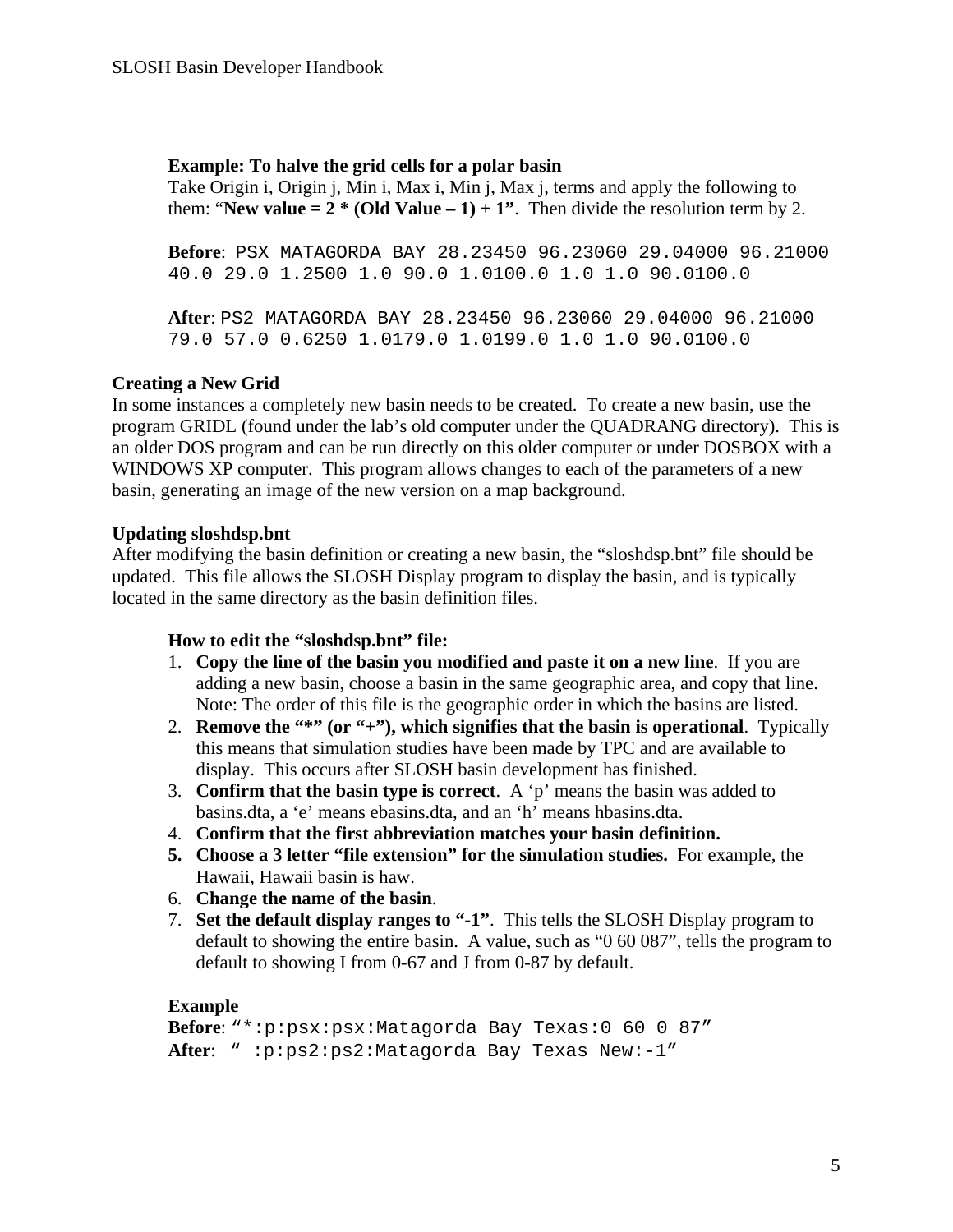**Example: To halve the grid cells for a polar basin**

Take Origin i, Origin j, Min i, Max i, Min j, Max j, terms and apply the following to them: "**New value = 2 * (Old Value – 1) + 1**". Then divide the resolution term by 2.

**Before**: `PSX MATAGORDA BAY 28.23450 96.23060 29.04000 96.21000 40.0 29.0 1.2500 1.0 90.0 1.0100.0 1.0 1.0 90.0100.0`

**After**: `PS2 MATAGORDA BAY 28.23450 96.23060 29.04000 96.21000 79.0 57.0 0.6250 1.0179.0 1.0199.0 1.0 1.0 90.0100.0`

### Creating a New Grid

In some instances a completely new basin needs to be created. To create a new basin, use the program GRIDL (found under the lab's old computer under the QUADRANG directory). This is an older DOS program and can be run directly on this older computer or under DOSBOX with a WINDOWS XP computer. This program allows changes to each of the parameters of a new basin, generating an image of the new version on a map background.

### Updating sloshdsp.bnt

After modifying the basin definition or creating a new basin, the "sloshdsp.bnt" file should be updated. This file allows the SLOSH Display program to display the basin, and is typically located in the same directory as the basin definition files.

**How to edit the "sloshdsp.bnt" file:**

1. **Copy the line of the basin you modified and paste it on a new line**. If you are adding a new basin, choose a basin in the same geographic area, and copy that line. Note: The order of this file is the geographic order in which the basins are listed.
2. **Remove the "*" (or "+"), which signifies that the basin is operational**. Typically this means that simulation studies have been made by TPC and are available to display. This occurs after SLOSH basin development has finished.
3. **Confirm that the basin type is correct**. A 'p' means the basin was added to basins.dta, a 'e' means ebasins.dta, and an 'h' means hbasins.dta.
4. **Confirm that the first abbreviation matches your basin definition.**
5. **Choose a 3 letter "file extension" for the simulation studies.** For example, the Hawaii, Hawaii basin is haw.
6. **Change the name of the basin**.
7. **Set the default display ranges to "-1"**. This tells the SLOSH Display program to default to showing the entire basin. A value, such as "0 60 087", tells the program to default to showing I from 0-67 and J from 0-87 by default.

**Example**

**Before**: `"*:p:psx:psx:Matagorda Bay Texas:0 60 0 87"`

**After**: `" :p:ps2:ps2:Matagorda Bay Texas New:-1"`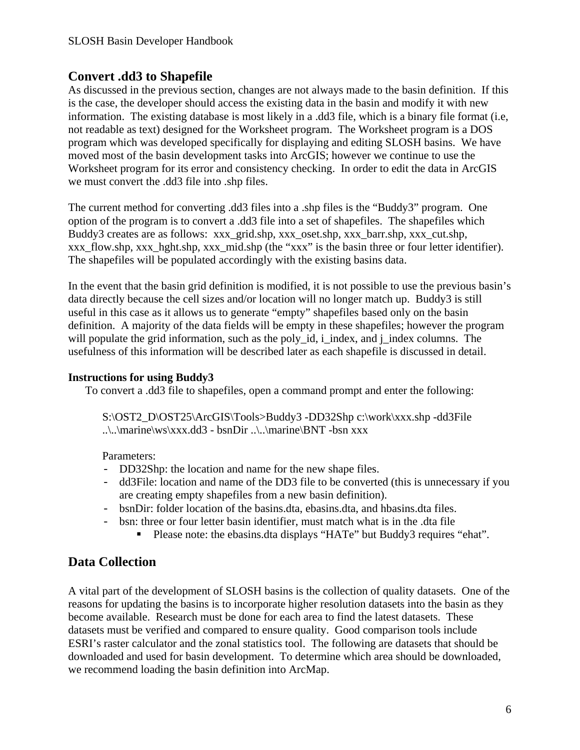## Convert .dd3 to Shapefile

As discussed in the previous section, changes are not always made to the basin definition. If this is the case, the developer should access the existing data in the basin and modify it with new information. The existing database is most likely in a .dd3 file, which is a binary file format (i.e, not readable as text) designed for the Worksheet program. The Worksheet program is a DOS program which was developed specifically for displaying and editing SLOSH basins. We have moved most of the basin development tasks into ArcGIS; however we continue to use the Worksheet program for its error and consistency checking. In order to edit the data in ArcGIS we must convert the .dd3 file into .shp files.

The current method for converting .dd3 files into a .shp files is the "Buddy3" program. One option of the program is to convert a .dd3 file into a set of shapefiles. The shapefiles which Buddy3 creates are as follows: xxx_grid.shp, xxx_oset.shp, xxx_barr.shp, xxx_cut.shp, xxx_flow.shp, xxx_hght.shp, xxx_mid.shp (the "xxx" is the basin three or four letter identifier). The shapefiles will be populated accordingly with the existing basins data.

In the event that the basin grid definition is modified, it is not possible to use the previous basin's data directly because the cell sizes and/or location will no longer match up. Buddy3 is still useful in this case as it allows us to generate "empty" shapefiles based only on the basin definition. A majority of the data fields will be empty in these shapefiles; however the program will populate the grid information, such as the poly_id, i_index, and j_index columns. The usefulness of this information will be described later as each shapefile is discussed in detail.

### Instructions for using Buddy3

To convert a .dd3 file to shapefiles, open a command prompt and enter the following:

```
S:\OST2_D\OST25\ArcGIS\Tools>Buddy3 -DD32Shp c:\work\xxx.shp -dd3File ..\..\marine\ws\xxx.dd3 - bsnDir ..\..\marine\BNT -bsn xxx
```

Parameters:

- DD32Shp: the location and name for the new shape files.
- dd3File: location and name of the DD3 file to be converted (this is unnecessary if you are creating empty shapefiles from a new basin definition).
- bsnDir: folder location of the basins.dta, ebasins.dta, and hbasins.dta files.
- bsn: three or four letter basin identifier, must match what is in the .dta file
    - Please note: the ebasins.dta displays "HATe" but Buddy3 requires "ehat".

## Data Collection

A vital part of the development of SLOSH basins is the collection of quality datasets. One of the reasons for updating the basins is to incorporate higher resolution datasets into the basin as they become available. Research must be done for each area to find the latest datasets. These datasets must be verified and compared to ensure quality. Good comparison tools include ESRI's raster calculator and the zonal statistics tool. The following are datasets that should be downloaded and used for basin development. To determine which area should be downloaded, we recommend loading the basin definition into ArcMap.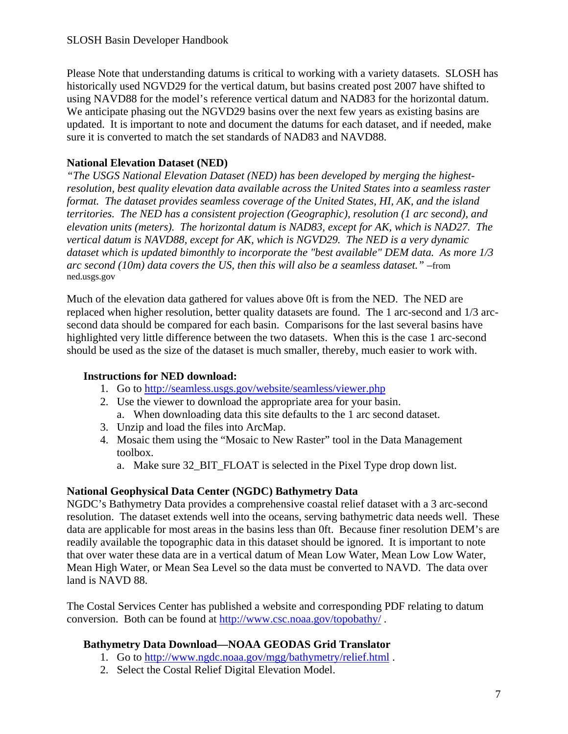Please Note that understanding datums is critical to working with a variety datasets. SLOSH has historically used NGVD29 for the vertical datum, but basins created post 2007 have shifted to using NAVD88 for the model's reference vertical datum and NAD83 for the horizontal datum. We anticipate phasing out the NGVD29 basins over the next few years as existing basins are updated. It is important to note and document the datums for each dataset, and if needed, make sure it is converted to match the set standards of NAD83 and NAVD88.

**National Elevation Dataset (NED)**

*"The USGS National Elevation Dataset (NED) has been developed by merging the highest-resolution, best quality elevation data available across the United States into a seamless raster format. The dataset provides seamless coverage of the United States, HI, AK, and the island territories. The NED has a consistent projection (Geographic), resolution (1 arc second), and elevation units (meters). The horizontal datum is NAD83, except for AK, which is NAD27. The vertical datum is NAVD88, except for AK, which is NGVD29. The NED is a very dynamic dataset which is updated bimonthly to incorporate the "best available" DEM data. As more 1/3 arc second (10m) data covers the US, then this will also be a seamless dataset."* –from ned.usgs.gov

Much of the elevation data gathered for values above 0ft is from the NED. The NED are replaced when higher resolution, better quality datasets are found. The 1 arc-second and 1/3 arc-second data should be compared for each basin. Comparisons for the last several basins have highlighted very little difference between the two datasets. When this is the case 1 arc-second should be used as the size of the dataset is much smaller, thereby, much easier to work with.

**Instructions for NED download:**

1. Go to http://seamless.usgs.gov/website/seamless/viewer.php
2. Use the viewer to download the appropriate area for your basin.
   a. When downloading data this site defaults to the 1 arc second dataset.
3. Unzip and load the files into ArcMap.
4. Mosaic them using the "Mosaic to New Raster" tool in the Data Management toolbox.
   a. Make sure 32_BIT_FLOAT is selected in the Pixel Type drop down list.

**National Geophysical Data Center (NGDC) Bathymetry Data**

NGDC's Bathymetry Data provides a comprehensive coastal relief dataset with a 3 arc-second resolution. The dataset extends well into the oceans, serving bathymetric data needs well. These data are applicable for most areas in the basins less than 0ft. Because finer resolution DEM's are readily available the topographic data in this dataset should be ignored. It is important to note that over water these data are in a vertical datum of Mean Low Water, Mean Low Low Water, Mean High Water, or Mean Sea Level so the data must be converted to NAVD. The data over land is NAVD 88.

The Costal Services Center has published a website and corresponding PDF relating to datum conversion. Both can be found at http://www.csc.noaa.gov/topobathy/ .

**Bathymetry Data Download—NOAA GEODAS Grid Translator**

1. Go to http://www.ngdc.noaa.gov/mgg/bathymetry/relief.html .
2. Select the Costal Relief Digital Elevation Model.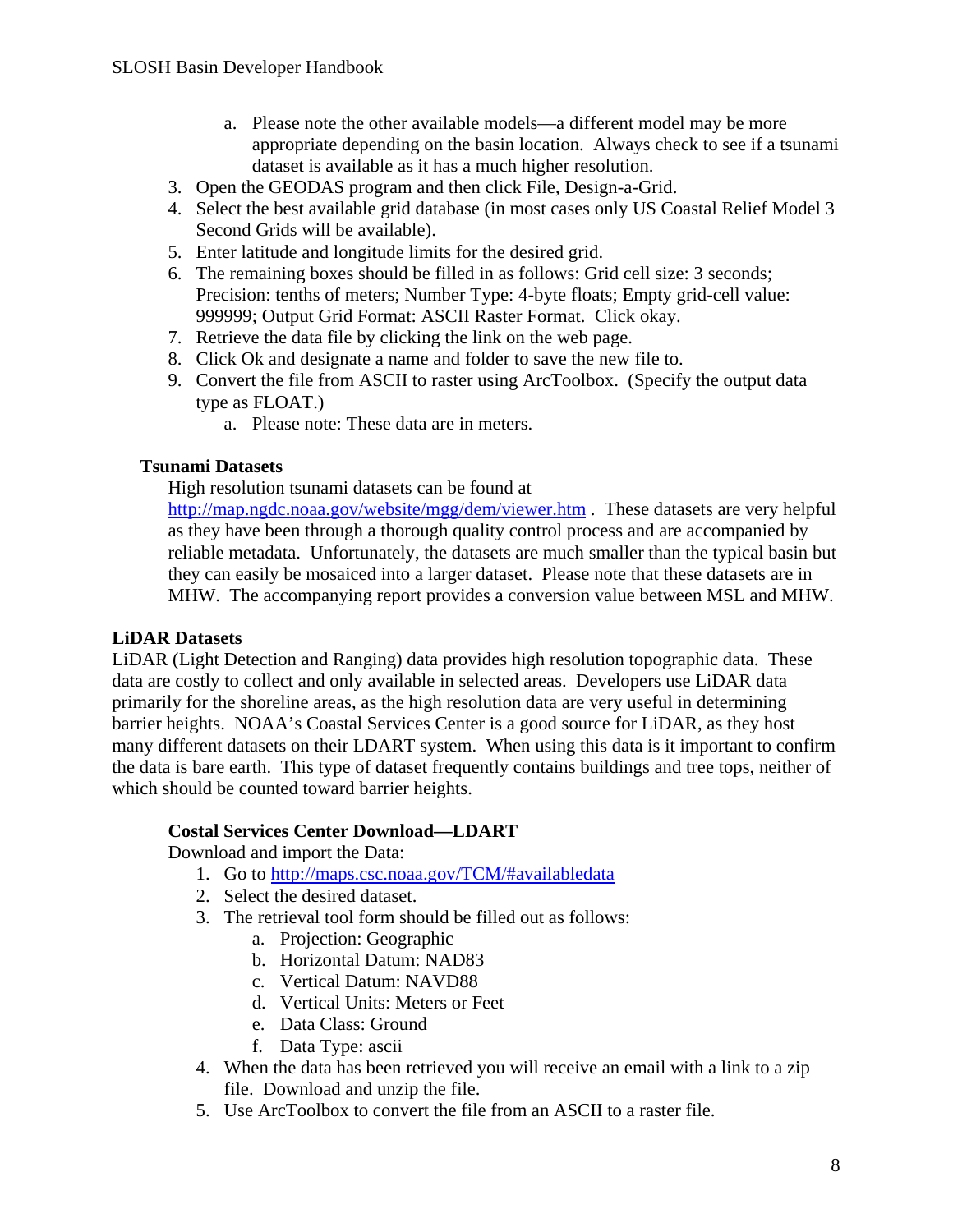a. Please note the other available models—a different model may be more appropriate depending on the basin location. Always check to see if a tsunami dataset is available as it has a much higher resolution.
3. Open the GEODAS program and then click File, Design-a-Grid.
4. Select the best available grid database (in most cases only US Coastal Relief Model 3 Second Grids will be available).
5. Enter latitude and longitude limits for the desired grid.
6. The remaining boxes should be filled in as follows: Grid cell size: 3 seconds; Precision: tenths of meters; Number Type: 4-byte floats; Empty grid-cell value: 999999; Output Grid Format: ASCII Raster Format. Click okay.
7. Retrieve the data file by clicking the link on the web page.
8. Click Ok and designate a name and folder to save the new file to.
9. Convert the file from ASCII to raster using ArcToolbox. (Specify the output data type as FLOAT.)
   a. Please note: These data are in meters.

**Tsunami Datasets**

High resolution tsunami datasets can be found at http://map.ngdc.noaa.gov/website/mgg/dem/viewer.htm . These datasets are very helpful as they have been through a thorough quality control process and are accompanied by reliable metadata. Unfortunately, the datasets are much smaller than the typical basin but they can easily be mosaiced into a larger dataset. Please note that these datasets are in MHW. The accompanying report provides a conversion value between MSL and MHW.

## LiDAR Datasets

LiDAR (Light Detection and Ranging) data provides high resolution topographic data. These data are costly to collect and only available in selected areas. Developers use LiDAR data primarily for the shoreline areas, as the high resolution data are very useful in determining barrier heights. NOAA's Coastal Services Center is a good source for LiDAR, as they host many different datasets on their LDART system. When using this data is it important to confirm the data is bare earth. This type of dataset frequently contains buildings and tree tops, neither of which should be counted toward barrier heights.

### Costal Services Center Download—LDART

Download and import the Data:

1. Go to http://maps.csc.noaa.gov/TCM/#availabledata
2. Select the desired dataset.
3. The retrieval tool form should be filled out as follows:
   a. Projection: Geographic
   b. Horizontal Datum: NAD83
   c. Vertical Datum: NAVD88
   d. Vertical Units: Meters or Feet
   e. Data Class: Ground
   f. Data Type: ascii
4. When the data has been retrieved you will receive an email with a link to a zip file. Download and unzip the file.
5. Use ArcToolbox to convert the file from an ASCII to a raster file.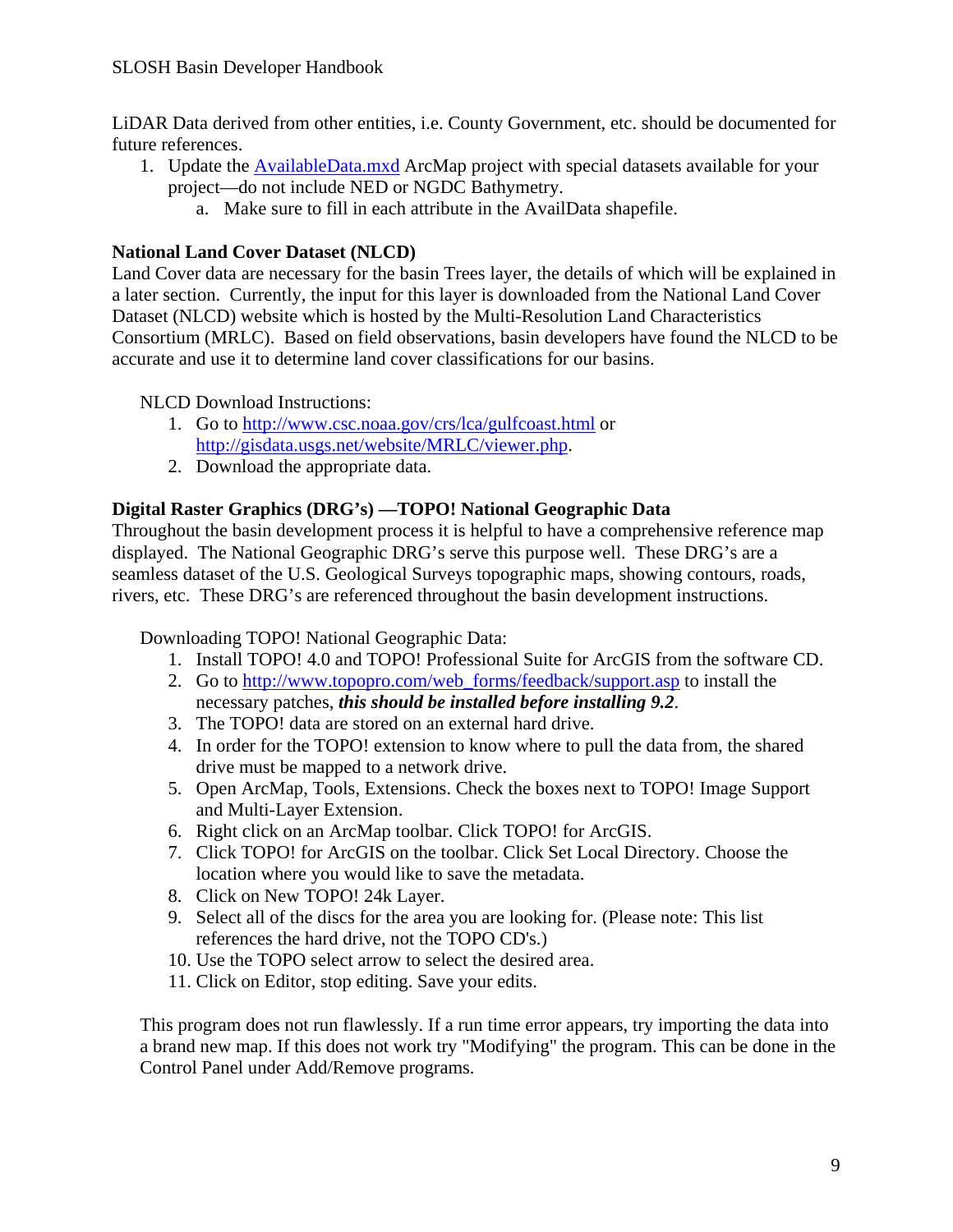LiDAR Data derived from other entities, i.e. County Government, etc. should be documented for future references.

1. Update the [AvailableData.mxd](AvailableData.mxd) ArcMap project with special datasets available for your project—do not include NED or NGDC Bathymetry.
   a. Make sure to fill in each attribute in the AvailData shapefile.

**National Land Cover Dataset (NLCD)**

Land Cover data are necessary for the basin Trees layer, the details of which will be explained in a later section. Currently, the input for this layer is downloaded from the National Land Cover Dataset (NLCD) website which is hosted by the Multi-Resolution Land Characteristics Consortium (MRLC). Based on field observations, basin developers have found the NLCD to be accurate and use it to determine land cover classifications for our basins.

NLCD Download Instructions:

1. Go to http://www.csc.noaa.gov/crs/lca/gulfcoast.html or http://gisdata.usgs.net/website/MRLC/viewer.php.
2. Download the appropriate data.

**Digital Raster Graphics (DRG's) —TOPO! National Geographic Data**

Throughout the basin development process it is helpful to have a comprehensive reference map displayed. The National Geographic DRG's serve this purpose well. These DRG's are a seamless dataset of the U.S. Geological Surveys topographic maps, showing contours, roads, rivers, etc. These DRG's are referenced throughout the basin development instructions.

Downloading TOPO! National Geographic Data:

1. Install TOPO! 4.0 and TOPO! Professional Suite for ArcGIS from the software CD.
2. Go to http://www.topopro.com/web_forms/feedback/support.asp to install the necessary patches, ***this should be installed before installing 9.2***.
3. The TOPO! data are stored on an external hard drive.
4. In order for the TOPO! extension to know where to pull the data from, the shared drive must be mapped to a network drive.
5. Open ArcMap, Tools, Extensions. Check the boxes next to TOPO! Image Support and Multi-Layer Extension.
6. Right click on an ArcMap toolbar. Click TOPO! for ArcGIS.
7. Click TOPO! for ArcGIS on the toolbar. Click Set Local Directory. Choose the location where you would like to save the metadata.
8. Click on New TOPO! 24k Layer.
9. Select all of the discs for the area you are looking for. (Please note: This list references the hard drive, not the TOPO CD's.)
10. Use the TOPO select arrow to select the desired area.
11. Click on Editor, stop editing. Save your edits.

This program does not run flawlessly. If a run time error appears, try importing the data into a brand new map. If this does not work try "Modifying" the program. This can be done in the Control Panel under Add/Remove programs.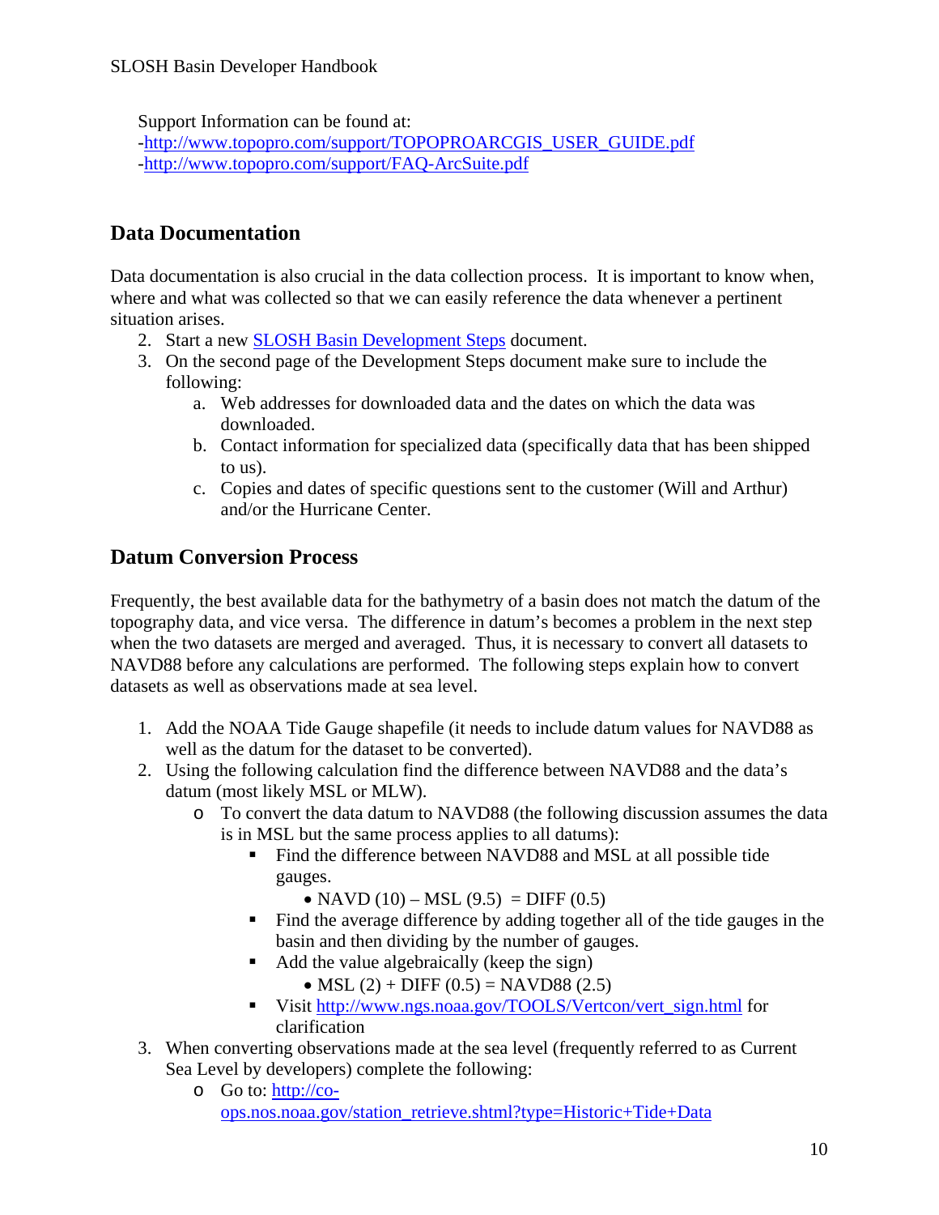Support Information can be found at:
-[http://www.topopro.com/support/TOPOPROARCGIS_USER_GUIDE.pdf](http://www.topopro.com/support/TOPOPROARCGIS_USER_GUIDE.pdf)
-[http://www.topopro.com/support/FAQ-ArcSuite.pdf](http://www.topopro.com/support/FAQ-ArcSuite.pdf)

## Data Documentation

Data documentation is also crucial in the data collection process. It is important to know when, where and what was collected so that we can easily reference the data whenever a pertinent situation arises.

2. Start a new SLOSH Basin Development Steps document.
3. On the second page of the Development Steps document make sure to include the following:
   a. Web addresses for downloaded data and the dates on which the data was downloaded.
   b. Contact information for specialized data (specifically data that has been shipped to us).
   c. Copies and dates of specific questions sent to the customer (Will and Arthur) and/or the Hurricane Center.

## Datum Conversion Process

Frequently, the best available data for the bathymetry of a basin does not match the datum of the topography data, and vice versa. The difference in datum's becomes a problem in the next step when the two datasets are merged and averaged. Thus, it is necessary to convert all datasets to NAVD88 before any calculations are performed. The following steps explain how to convert datasets as well as observations made at sea level.

1. Add the NOAA Tide Gauge shapefile (it needs to include datum values for NAVD88 as well as the datum for the dataset to be converted).
2. Using the following calculation find the difference between NAVD88 and the data's datum (most likely MSL or MLW).
   - To convert the data datum to NAVD88 (the following discussion assumes the data is in MSL but the same process applies to all datums):
     - Find the difference between NAVD88 and MSL at all possible tide gauges.
       - NAVD (10) – MSL (9.5) = DIFF (0.5)
     - Find the average difference by adding together all of the tide gauges in the basin and then dividing by the number of gauges.
     - Add the value algebraically (keep the sign)
       - MSL (2) + DIFF (0.5) = NAVD88 (2.5)
     - Visit [http://www.ngs.noaa.gov/TOOLS/Vertcon/vert_sign.html](http://www.ngs.noaa.gov/TOOLS/Vertcon/vert_sign.html) for clarification
3. When converting observations made at the sea level (frequently referred to as Current Sea Level by developers) complete the following:
   - Go to: [http://co-ops.nos.noaa.gov/station_retrieve.shtml?type=Historic+Tide+Data](http://co-ops.nos.noaa.gov/station_retrieve.shtml?type=Historic+Tide+Data)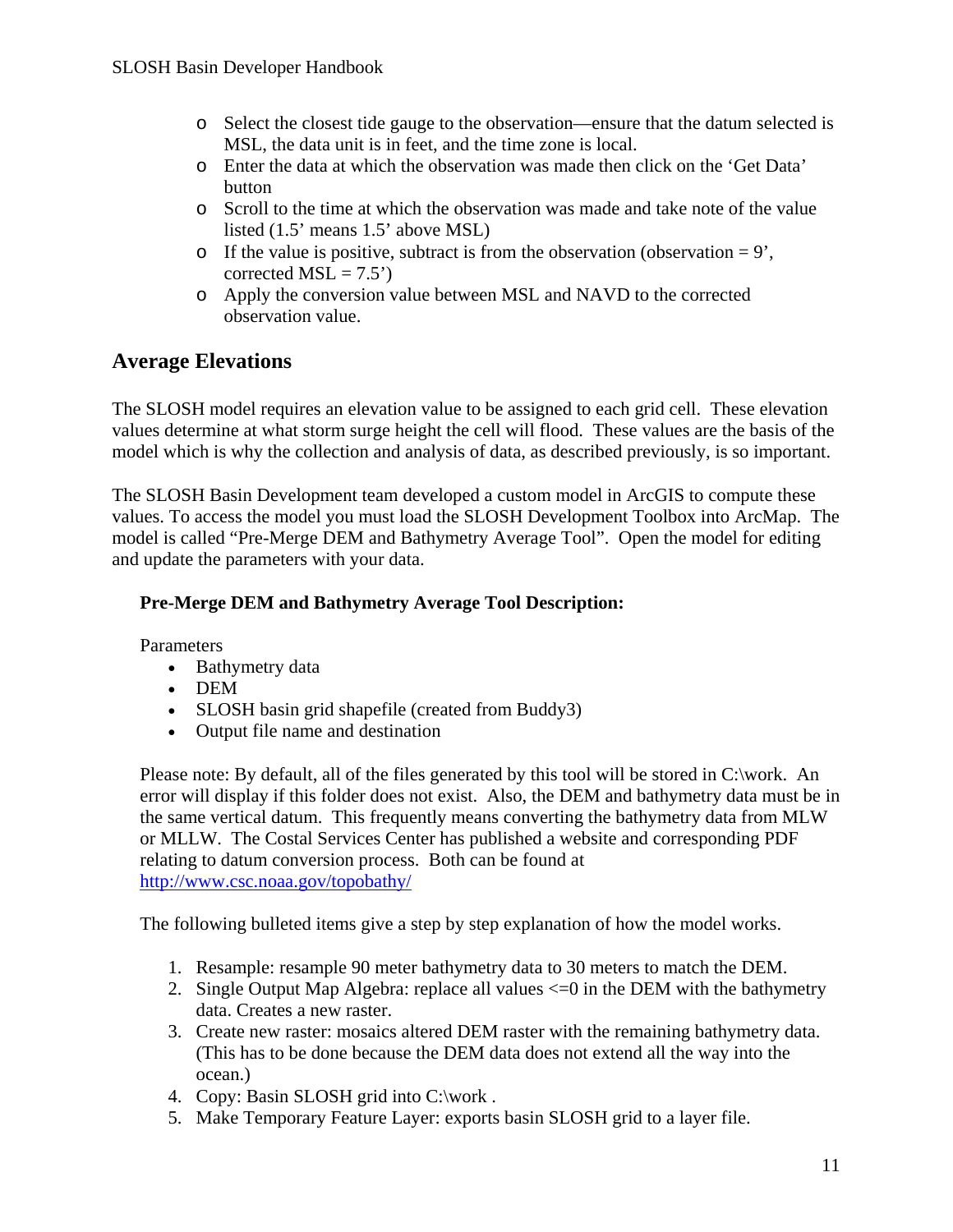- Select the closest tide gauge to the observation—ensure that the datum selected is MSL, the data unit is in feet, and the time zone is local.
- Enter the data at which the observation was made then click on the 'Get Data' button
- Scroll to the time at which the observation was made and take note of the value listed (1.5' means 1.5' above MSL)
- If the value is positive, subtract is from the observation (observation = 9', corrected MSL = 7.5')
- Apply the conversion value between MSL and NAVD to the corrected observation value.

## Average Elevations

The SLOSH model requires an elevation value to be assigned to each grid cell. These elevation values determine at what storm surge height the cell will flood. These values are the basis of the model which is why the collection and analysis of data, as described previously, is so important.

The SLOSH Basin Development team developed a custom model in ArcGIS to compute these values. To access the model you must load the SLOSH Development Toolbox into ArcMap. The model is called "Pre-Merge DEM and Bathymetry Average Tool". Open the model for editing and update the parameters with your data.

### Pre-Merge DEM and Bathymetry Average Tool Description:

Parameters

- Bathymetry data
- DEM
- SLOSH basin grid shapefile (created from Buddy3)
- Output file name and destination

Please note: By default, all of the files generated by this tool will be stored in C:\work. An error will display if this folder does not exist. Also, the DEM and bathymetry data must be in the same vertical datum. This frequently means converting the bathymetry data from MLW or MLLW. The Costal Services Center has published a website and corresponding PDF relating to datum conversion process. Both can be found at [http://www.csc.noaa.gov/topobathy/](http://www.csc.noaa.gov/topobathy/)

The following bulleted items give a step by step explanation of how the model works.

1. Resample: resample 90 meter bathymetry data to 30 meters to match the DEM.
2. Single Output Map Algebra: replace all values <=0 in the DEM with the bathymetry data. Creates a new raster.
3. Create new raster: mosaics altered DEM raster with the remaining bathymetry data. (This has to be done because the DEM data does not extend all the way into the ocean.)
4. Copy: Basin SLOSH grid into C:\work .
5. Make Temporary Feature Layer: exports basin SLOSH grid to a layer file.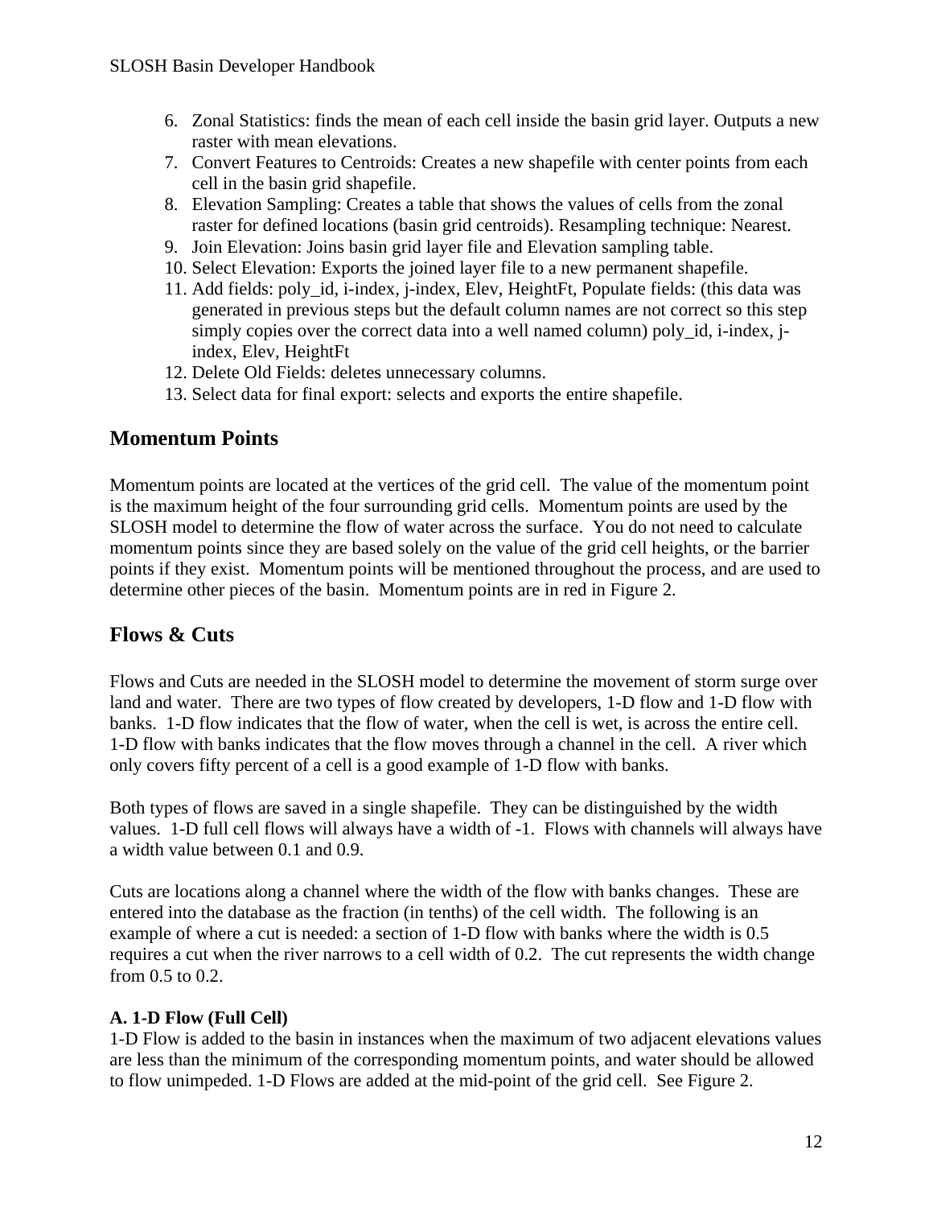6. Zonal Statistics: finds the mean of each cell inside the basin grid layer. Outputs a new raster with mean elevations.
7. Convert Features to Centroids: Creates a new shapefile with center points from each cell in the basin grid shapefile.
8. Elevation Sampling: Creates a table that shows the values of cells from the zonal raster for defined locations (basin grid centroids). Resampling technique: Nearest.
9. Join Elevation: Joins basin grid layer file and Elevation sampling table.
10. Select Elevation: Exports the joined layer file to a new permanent shapefile.
11. Add fields: poly_id, i-index, j-index, Elev, HeightFt, Populate fields: (this data was generated in previous steps but the default column names are not correct so this step simply copies over the correct data into a well named column) poly_id, i-index, j-index, Elev, HeightFt
12. Delete Old Fields: deletes unnecessary columns.
13. Select data for final export: selects and exports the entire shapefile.

## Momentum Points

Momentum points are located at the vertices of the grid cell. The value of the momentum point is the maximum height of the four surrounding grid cells. Momentum points are used by the SLOSH model to determine the flow of water across the surface. You do not need to calculate momentum points since they are based solely on the value of the grid cell heights, or the barrier points if they exist. Momentum points will be mentioned throughout the process, and are used to determine other pieces of the basin. Momentum points are in red in Figure 2.

## Flows & Cuts

Flows and Cuts are needed in the SLOSH model to determine the movement of storm surge over land and water. There are two types of flow created by developers, 1-D flow and 1-D flow with banks. 1-D flow indicates that the flow of water, when the cell is wet, is across the entire cell. 1-D flow with banks indicates that the flow moves through a channel in the cell. A river which only covers fifty percent of a cell is a good example of 1-D flow with banks.

Both types of flows are saved in a single shapefile. They can be distinguished by the width values. 1-D full cell flows will always have a width of -1. Flows with channels will always have a width value between 0.1 and 0.9.

Cuts are locations along a channel where the width of the flow with banks changes. These are entered into the database as the fraction (in tenths) of the cell width. The following is an example of where a cut is needed: a section of 1-D flow with banks where the width is 0.5 requires a cut when the river narrows to a cell width of 0.2. The cut represents the width change from 0.5 to 0.2.

**A. 1-D Flow (Full Cell)**

1-D Flow is added to the basin in instances when the maximum of two adjacent elevations values are less than the minimum of the corresponding momentum points, and water should be allowed to flow unimpeded. 1-D Flows are added at the mid-point of the grid cell. See Figure 2.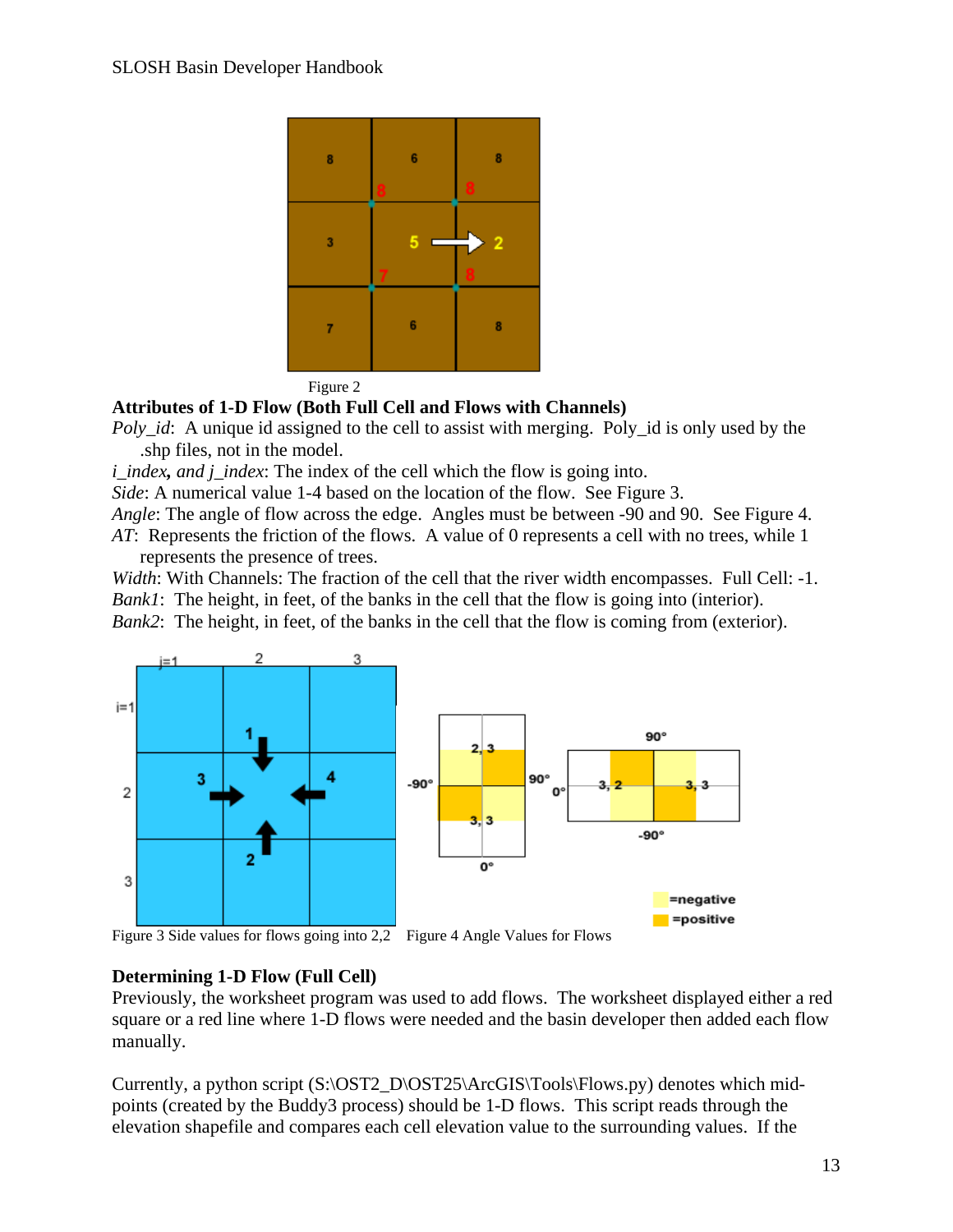Figure 2

**Attributes of 1-D Flow (Both Full Cell and Flows with Channels)**

*Poly_id*: A unique id assigned to the cell to assist with merging. Poly_id is only used by the .shp files, not in the model.

*i_index, and j_index*: The index of the cell which the flow is going into.

*Side*: A numerical value 1-4 based on the location of the flow. See Figure 3.

*Angle*: The angle of flow across the edge. Angles must be between -90 and 90. See Figure 4.

*AT*: Represents the friction of the flows. A value of 0 represents a cell with no trees, while 1 represents the presence of trees.

*Width*: With Channels: The fraction of the cell that the river width encompasses. Full Cell: -1.

*Bank1*: The height, in feet, of the banks in the cell that the flow is going into (interior).

*Bank2*: The height, in feet, of the banks in the cell that the flow is coming from (exterior).

Figure 3 Side values for flows going into 2,2 Figure 4 Angle Values for Flows

**Determining 1-D Flow (Full Cell)**

Previously, the worksheet program was used to add flows. The worksheet displayed either a red square or a red line where 1-D flows were needed and the basin developer then added each flow manually.

Currently, a python script (S:\OST2_D\OST25\ArcGIS\Tools\Flows.py) denotes which mid-points (created by the Buddy3 process) should be 1-D flows. This script reads through the elevation shapefile and compares each cell elevation value to the surrounding values. If the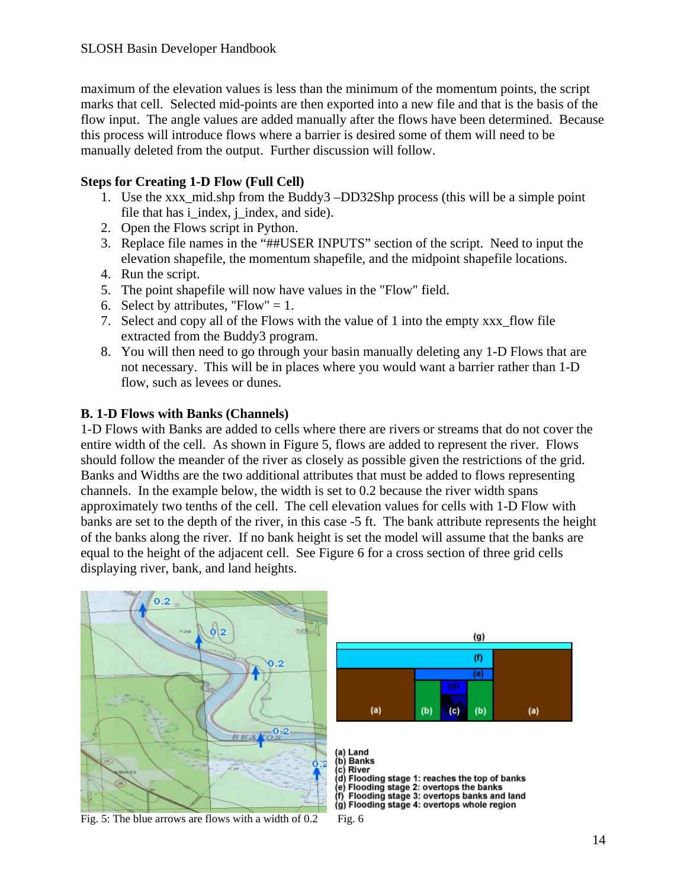maximum of the elevation values is less than the minimum of the momentum points, the script marks that cell. Selected mid-points are then exported into a new file and that is the basis of the flow input. The angle values are added manually after the flows have been determined. Because this process will introduce flows where a barrier is desired some of them will need to be manually deleted from the output. Further discussion will follow.

### Steps for Creating 1-D Flow (Full Cell)

1. Use the xxx_mid.shp from the Buddy3 –DD32Shp process (this will be a simple point file that has i_index, j_index, and side).
2. Open the Flows script in Python.
3. Replace file names in the "##USER INPUTS" section of the script. Need to input the elevation shapefile, the momentum shapefile, and the midpoint shapefile locations.
4. Run the script.
5. The point shapefile will now have values in the "Flow" field.
6. Select by attributes, "Flow" = 1.
7. Select and copy all of the Flows with the value of 1 into the empty xxx_flow file extracted from the Buddy3 program.
8. You will then need to go through your basin manually deleting any 1-D Flows that are not necessary. This will be in places where you would want a barrier rather than 1-D flow, such as levees or dunes.

### B. 1-D Flows with Banks (Channels)

1-D Flows with Banks are added to cells where there are rivers or streams that do not cover the entire width of the cell. As shown in Figure 5, flows are added to represent the river. Flows should follow the meander of the river as closely as possible given the restrictions of the grid. Banks and Widths are the two additional attributes that must be added to flows representing channels. In the example below, the width is set to 0.2 because the river width spans approximately two tenths of the cell. The cell elevation values for cells with 1-D Flow with banks are set to the depth of the river, in this case -5 ft. The bank attribute represents the height of the banks along the river. If no bank height is set the model will assume that the banks are equal to the height of the adjacent cell. See Figure 6 for a cross section of three grid cells displaying river, bank, and land heights.

Fig. 5: The blue arrows are flows with a width of 0.2

(a) Land
(b) Banks
(c) River
(d) Flooding stage 1: reaches the top of banks
(e) Flooding stage 2: overtops the banks
(f) Flooding stage 3: overtops banks and land
(g) Flooding stage 4: overtops whole region

Fig. 6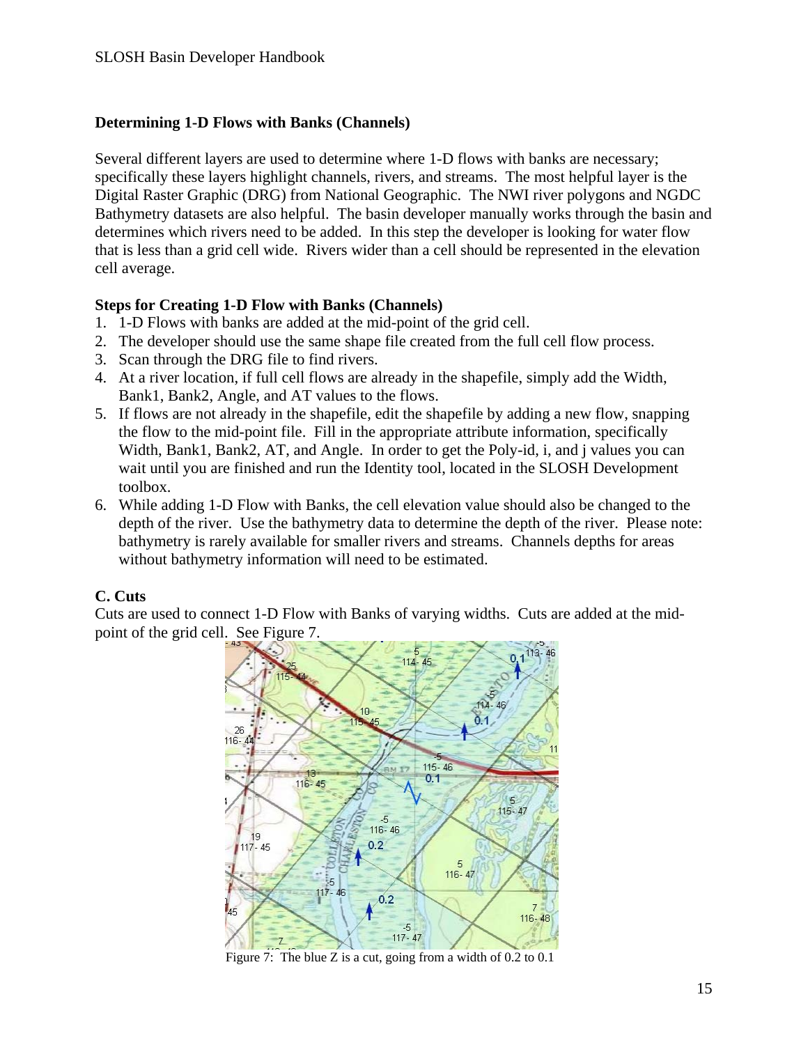**Determining 1-D Flows with Banks (Channels)**

Several different layers are used to determine where 1-D flows with banks are necessary; specifically these layers highlight channels, rivers, and streams. The most helpful layer is the Digital Raster Graphic (DRG) from National Geographic. The NWI river polygons and NGDC Bathymetry datasets are also helpful. The basin developer manually works through the basin and determines which rivers need to be added. In this step the developer is looking for water flow that is less than a grid cell wide. Rivers wider than a cell should be represented in the elevation cell average.

**Steps for Creating 1-D Flow with Banks (Channels)**

1. 1-D Flows with banks are added at the mid-point of the grid cell.
2. The developer should use the same shape file created from the full cell flow process.
3. Scan through the DRG file to find rivers.
4. At a river location, if full cell flows are already in the shapefile, simply add the Width, Bank1, Bank2, Angle, and AT values to the flows.
5. If flows are not already in the shapefile, edit the shapefile by adding a new flow, snapping the flow to the mid-point file. Fill in the appropriate attribute information, specifically Width, Bank1, Bank2, AT, and Angle. In order to get the Poly-id, i, and j values you can wait until you are finished and run the Identity tool, located in the SLOSH Development toolbox.
6. While adding 1-D Flow with Banks, the cell elevation value should also be changed to the depth of the river. Use the bathymetry data to determine the depth of the river. Please note: bathymetry is rarely available for smaller rivers and streams. Channels depths for areas without bathymetry information will need to be estimated.

**C. Cuts**

Cuts are used to connect 1-D Flow with Banks of varying widths. Cuts are added at the mid-point of the grid cell. See Figure 7.

Figure 7: The blue Z is a cut, going from a width of 0.2 to 0.1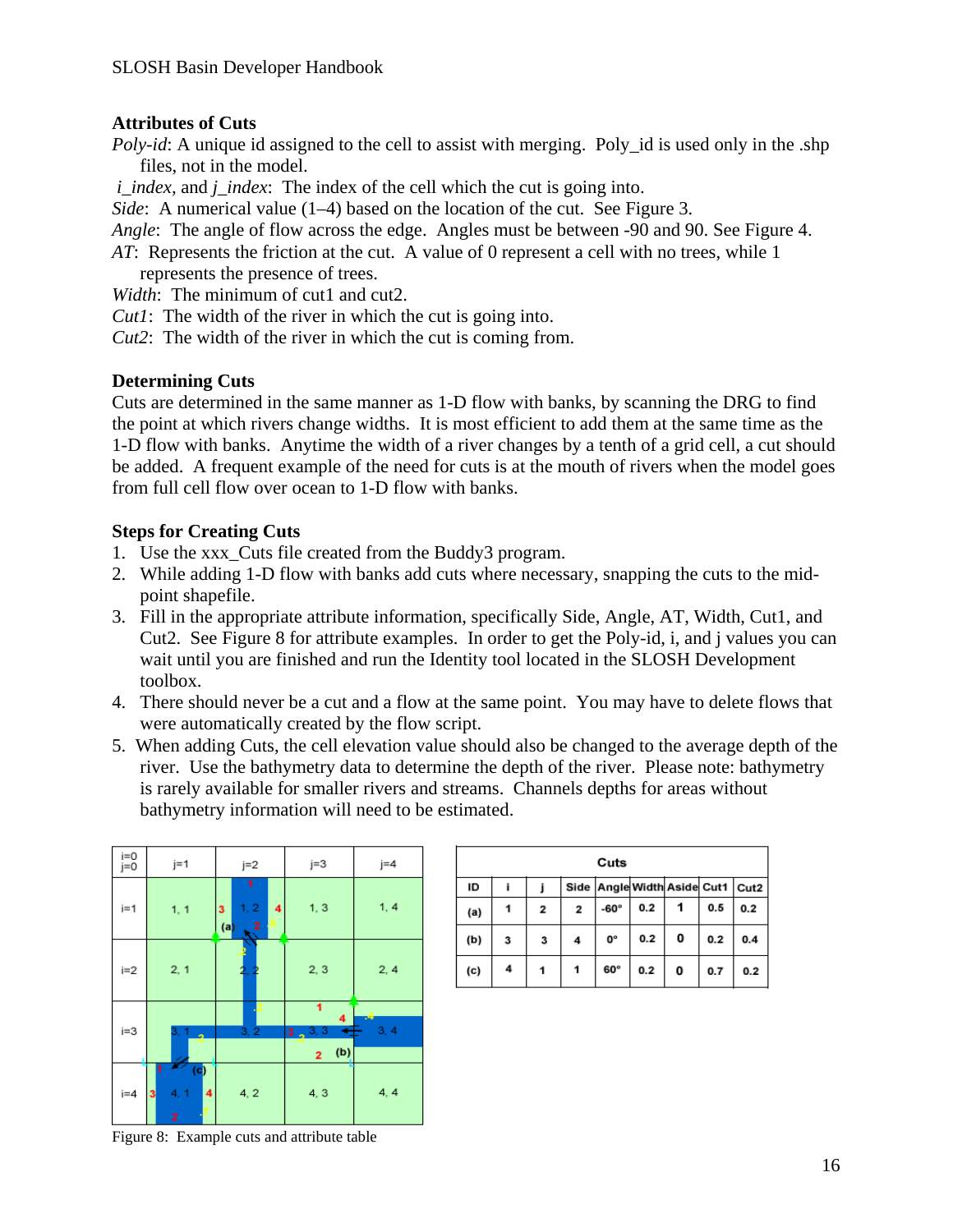### Attributes of Cuts

*Poly-id*: A unique id assigned to the cell to assist with merging. Poly_id is used only in the .shp files, not in the model.

*i_index*, and *j_index*: The index of the cell which the cut is going into.

*Side*: A numerical value (1–4) based on the location of the cut. See Figure 3.

*Angle*: The angle of flow across the edge. Angles must be between -90 and 90. See Figure 4.

*AT*: Represents the friction at the cut. A value of 0 represent a cell with no trees, while 1 represents the presence of trees.

*Width*: The minimum of cut1 and cut2.

*Cut1*: The width of the river in which the cut is going into.

*Cut2*: The width of the river in which the cut is coming from.

### Determining Cuts

Cuts are determined in the same manner as 1-D flow with banks, by scanning the DRG to find the point at which rivers change widths. It is most efficient to add them at the same time as the 1-D flow with banks. Anytime the width of a river changes by a tenth of a grid cell, a cut should be added. A frequent example of the need for cuts is at the mouth of rivers when the model goes from full cell flow over ocean to 1-D flow with banks.

### Steps for Creating Cuts

1. Use the xxx_Cuts file created from the Buddy3 program.
2. While adding 1-D flow with banks add cuts where necessary, snapping the cuts to the mid-point shapefile.
3. Fill in the appropriate attribute information, specifically Side, Angle, AT, Width, Cut1, and Cut2. See Figure 8 for attribute examples. In order to get the Poly-id, i, and j values you can wait until you are finished and run the Identity tool located in the SLOSH Development toolbox.
4. There should never be a cut and a flow at the same point. You may have to delete flows that were automatically created by the flow script.
5. When adding Cuts, the cell elevation value should also be changed to the average depth of the river. Use the bathymetry data to determine the depth of the river. Please note: bathymetry is rarely available for smaller rivers and streams. Channels depths for areas without bathymetry information will need to be estimated.

| Cuts | | | | | | | | |
|---|---|---|---|---|---|---|---|---|
| ID | i | j | Side | Angle | Width | Aside | Cut1 | Cut2 |
| (a) | 1 | 2 | 2 | -60° | 0.2 | 1 | 0.5 | 0.2 |
| (b) | 3 | 3 | 4 | 0° | 0.2 | 0 | 0.2 | 0.4 |
| (c) | 4 | 1 | 1 | 60° | 0.2 | 0 | 0.7 | 0.2 |

Figure 8: Example cuts and attribute table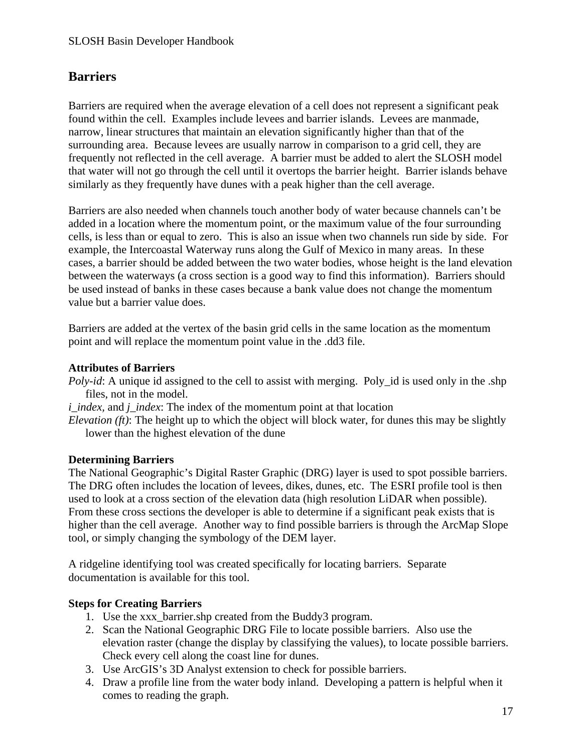## Barriers

Barriers are required when the average elevation of a cell does not represent a significant peak found within the cell. Examples include levees and barrier islands. Levees are manmade, narrow, linear structures that maintain an elevation significantly higher than that of the surrounding area. Because levees are usually narrow in comparison to a grid cell, they are frequently not reflected in the cell average. A barrier must be added to alert the SLOSH model that water will not go through the cell until it overtops the barrier height. Barrier islands behave similarly as they frequently have dunes with a peak higher than the cell average.

Barriers are also needed when channels touch another body of water because channels can't be added in a location where the momentum point, or the maximum value of the four surrounding cells, is less than or equal to zero. This is also an issue when two channels run side by side. For example, the Intercoastal Waterway runs along the Gulf of Mexico in many areas. In these cases, a barrier should be added between the two water bodies, whose height is the land elevation between the waterways (a cross section is a good way to find this information). Barriers should be used instead of banks in these cases because a bank value does not change the momentum value but a barrier value does.

Barriers are added at the vertex of the basin grid cells in the same location as the momentum point and will replace the momentum point value in the .dd3 file.

**Attributes of Barriers**

*Poly-id*: A unique id assigned to the cell to assist with merging. Poly_id is used only in the .shp files, not in the model.

*i_index,* and *j_index*: The index of the momentum point at that location

*Elevation (ft)*: The height up to which the object will block water, for dunes this may be slightly lower than the highest elevation of the dune

**Determining Barriers**

The National Geographic's Digital Raster Graphic (DRG) layer is used to spot possible barriers. The DRG often includes the location of levees, dikes, dunes, etc. The ESRI profile tool is then used to look at a cross section of the elevation data (high resolution LiDAR when possible). From these cross sections the developer is able to determine if a significant peak exists that is higher than the cell average. Another way to find possible barriers is through the ArcMap Slope tool, or simply changing the symbology of the DEM layer.

A ridgeline identifying tool was created specifically for locating barriers. Separate documentation is available for this tool.

**Steps for Creating Barriers**

1. Use the xxx_barrier.shp created from the Buddy3 program.
2. Scan the National Geographic DRG File to locate possible barriers. Also use the elevation raster (change the display by classifying the values), to locate possible barriers. Check every cell along the coast line for dunes.
3. Use ArcGIS's 3D Analyst extension to check for possible barriers.
4. Draw a profile line from the water body inland. Developing a pattern is helpful when it comes to reading the graph.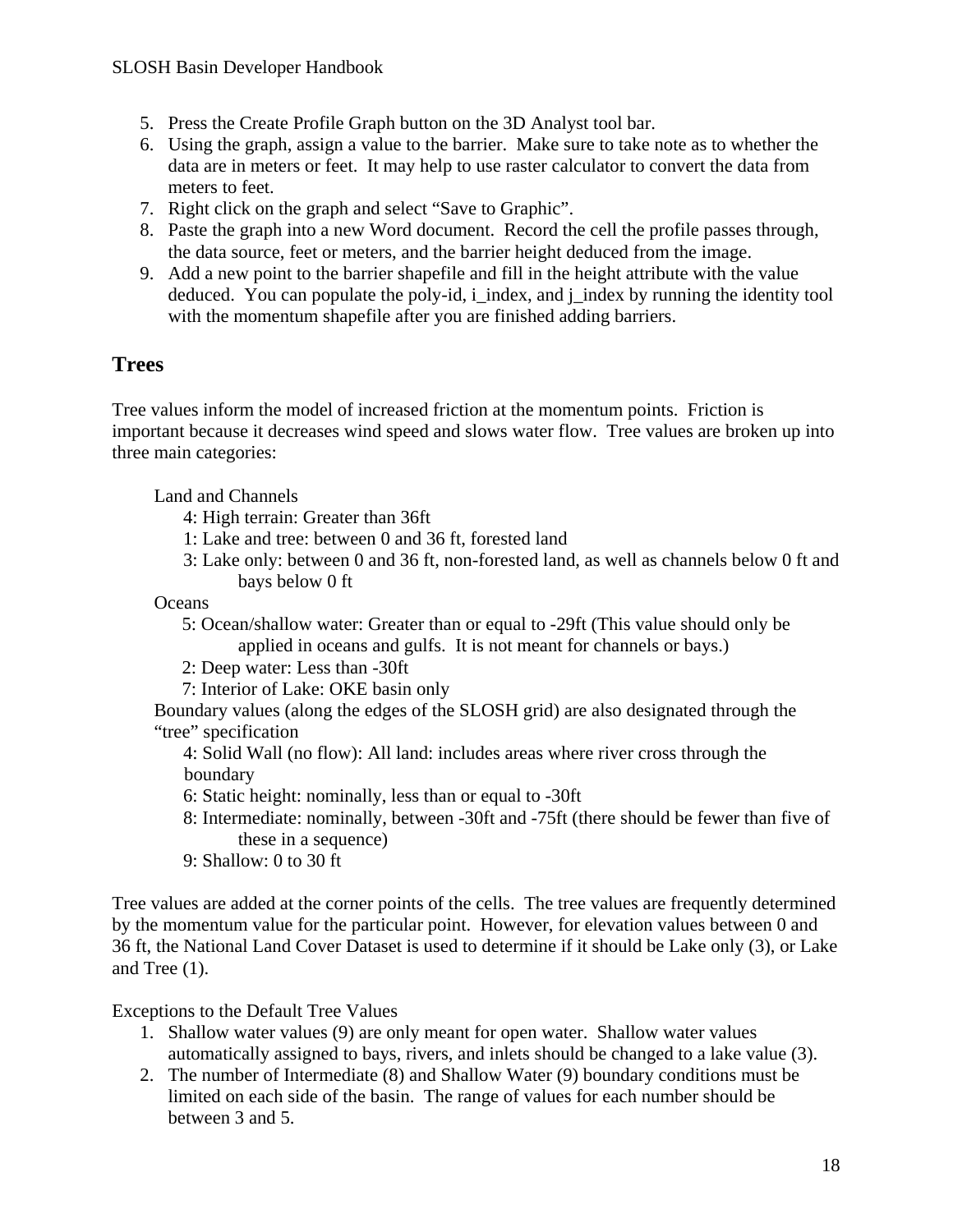5. Press the Create Profile Graph button on the 3D Analyst tool bar.
6. Using the graph, assign a value to the barrier. Make sure to take note as to whether the data are in meters or feet. It may help to use raster calculator to convert the data from meters to feet.
7. Right click on the graph and select "Save to Graphic".
8. Paste the graph into a new Word document. Record the cell the profile passes through, the data source, feet or meters, and the barrier height deduced from the image.
9. Add a new point to the barrier shapefile and fill in the height attribute with the value deduced. You can populate the poly-id, i_index, and j_index by running the identity tool with the momentum shapefile after you are finished adding barriers.

## Trees

Tree values inform the model of increased friction at the momentum points. Friction is important because it decreases wind speed and slows water flow. Tree values are broken up into three main categories:

Land and Channels

- 4: High terrain: Greater than 36ft
- 1: Lake and tree: between 0 and 36 ft, forested land
- 3: Lake only: between 0 and 36 ft, non-forested land, as well as channels below 0 ft and bays below 0 ft

Oceans

- 5: Ocean/shallow water: Greater than or equal to -29ft (This value should only be applied in oceans and gulfs. It is not meant for channels or bays.)
- 2: Deep water: Less than -30ft
- 7: Interior of Lake: OKE basin only

Boundary values (along the edges of the SLOSH grid) are also designated through the "tree" specification

- 4: Solid Wall (no flow): All land: includes areas where river cross through the boundary
- 6: Static height: nominally, less than or equal to -30ft
- 8: Intermediate: nominally, between -30ft and -75ft (there should be fewer than five of these in a sequence)
- 9: Shallow: 0 to 30 ft

Tree values are added at the corner points of the cells. The tree values are frequently determined by the momentum value for the particular point. However, for elevation values between 0 and 36 ft, the National Land Cover Dataset is used to determine if it should be Lake only (3), or Lake and Tree (1).

Exceptions to the Default Tree Values

1. Shallow water values (9) are only meant for open water. Shallow water values automatically assigned to bays, rivers, and inlets should be changed to a lake value (3).
2. The number of Intermediate (8) and Shallow Water (9) boundary conditions must be limited on each side of the basin. The range of values for each number should be between 3 and 5.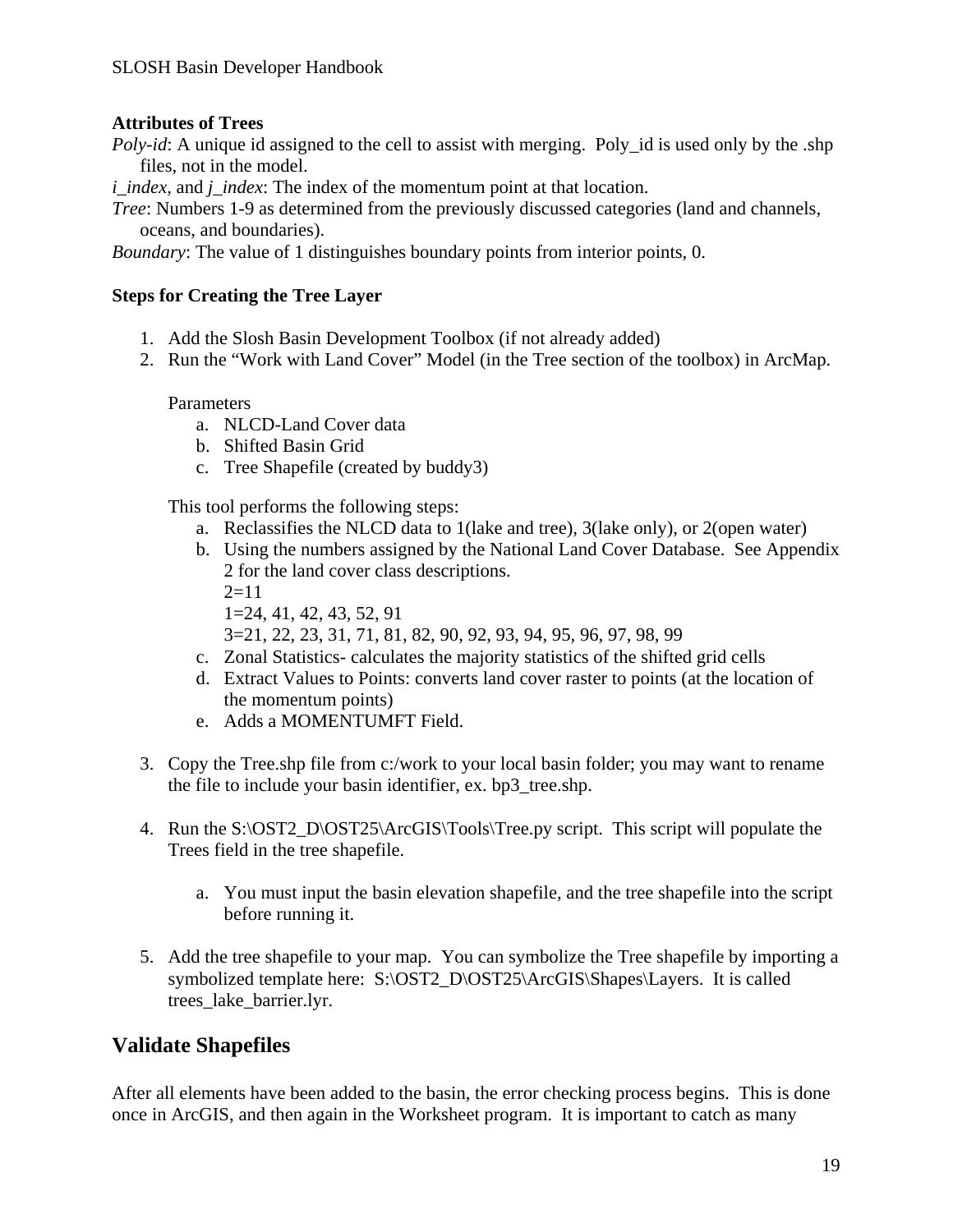**Attributes of Trees**

*Poly-id*: A unique id assigned to the cell to assist with merging. Poly_id is used only by the .shp files, not in the model.

*i_index*, and *j_index*: The index of the momentum point at that location.

*Tree*: Numbers 1-9 as determined from the previously discussed categories (land and channels, oceans, and boundaries).

*Boundary*: The value of 1 distinguishes boundary points from interior points, 0.

**Steps for Creating the Tree Layer**

1. Add the Slosh Basin Development Toolbox (if not already added)
2. Run the "Work with Land Cover" Model (in the Tree section of the toolbox) in ArcMap.

   Parameters
   a. NLCD-Land Cover data
   b. Shifted Basin Grid
   c. Tree Shapefile (created by buddy3)

   This tool performs the following steps:
   a. Reclassifies the NLCD data to 1(lake and tree), 3(lake only), or 2(open water)
   b. Using the numbers assigned by the National Land Cover Database. See Appendix 2 for the land cover class descriptions.
      2=11
      1=24, 41, 42, 43, 52, 91
      3=21, 22, 23, 31, 71, 81, 82, 90, 92, 93, 94, 95, 96, 97, 98, 99
   c. Zonal Statistics- calculates the majority statistics of the shifted grid cells
   d. Extract Values to Points: converts land cover raster to points (at the location of the momentum points)
   e. Adds a MOMENTUMFT Field.

3. Copy the Tree.shp file from c:/work to your local basin folder; you may want to rename the file to include your basin identifier, ex. bp3_tree.shp.

4. Run the S:\OST2_D\OST25\ArcGIS\Tools\Tree.py script. This script will populate the Trees field in the tree shapefile.

   a. You must input the basin elevation shapefile, and the tree shapefile into the script before running it.

5. Add the tree shapefile to your map. You can symbolize the Tree shapefile by importing a symbolized template here: S:\OST2_D\OST25\ArcGIS\Shapes\Layers. It is called trees_lake_barrier.lyr.

## Validate Shapefiles

After all elements have been added to the basin, the error checking process begins. This is done once in ArcGIS, and then again in the Worksheet program. It is important to catch as many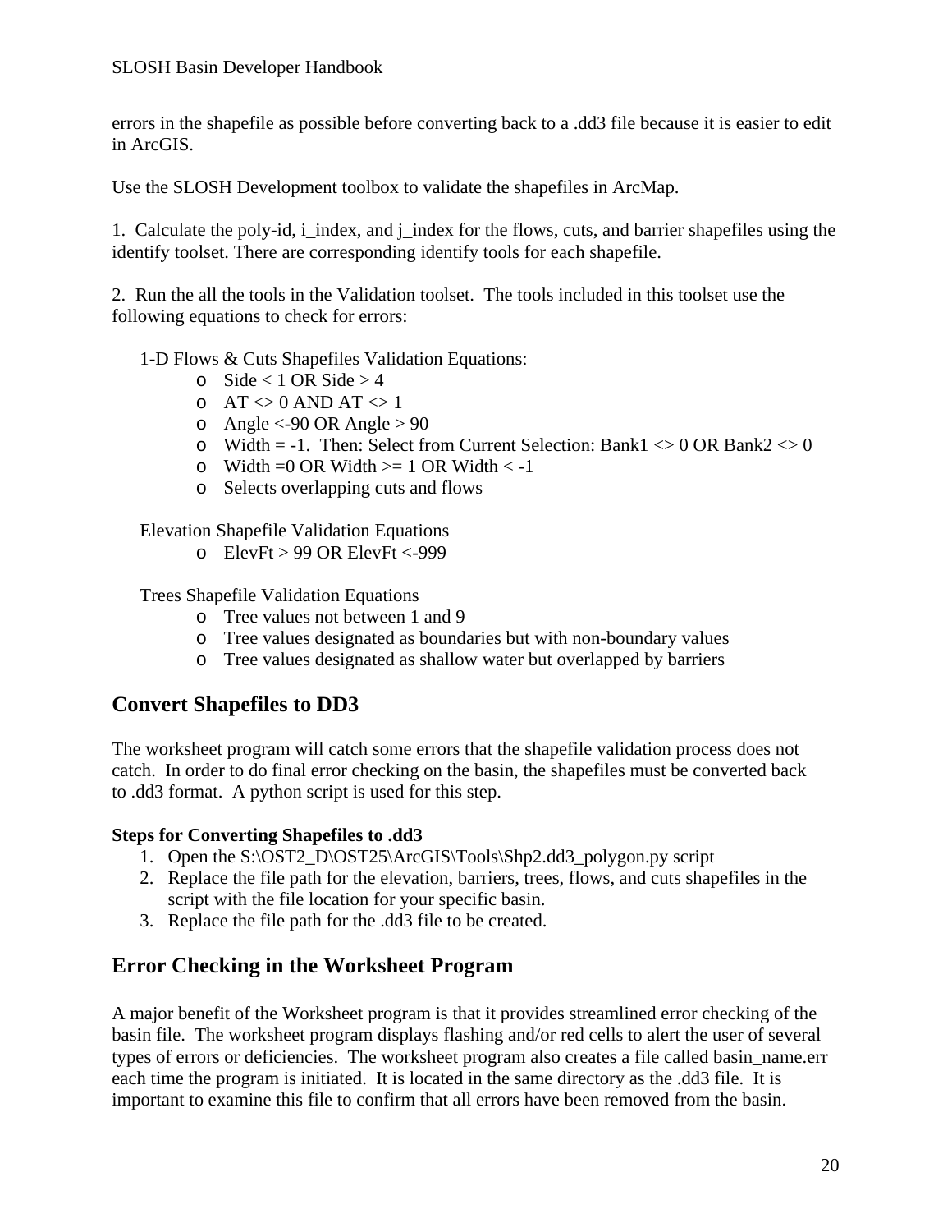errors in the shapefile as possible before converting back to a .dd3 file because it is easier to edit in ArcGIS.

Use the SLOSH Development toolbox to validate the shapefiles in ArcMap.

1. Calculate the poly-id, i_index, and j_index for the flows, cuts, and barrier shapefiles using the identify toolset. There are corresponding identify tools for each shapefile.

2. Run the all the tools in the Validation toolset. The tools included in this toolset use the following equations to check for errors:

1-D Flows & Cuts Shapefiles Validation Equations:

- Side < 1 OR Side > 4
- AT <> 0 AND AT <> 1
- Angle <-90 OR Angle > 90
- Width = -1. Then: Select from Current Selection: Bank1 <> 0 OR Bank2 <> 0
- Width =0 OR Width >= 1 OR Width < -1
- Selects overlapping cuts and flows

Elevation Shapefile Validation Equations

- ElevFt > 99 OR ElevFt <-999

Trees Shapefile Validation Equations

- Tree values not between 1 and 9
- Tree values designated as boundaries but with non-boundary values
- Tree values designated as shallow water but overlapped by barriers

## Convert Shapefiles to DD3

The worksheet program will catch some errors that the shapefile validation process does not catch. In order to do final error checking on the basin, the shapefiles must be converted back to .dd3 format. A python script is used for this step.

**Steps for Converting Shapefiles to .dd3**

1. Open the S:\OST2_D\OST25\ArcGIS\Tools\Shp2.dd3_polygon.py script
2. Replace the file path for the elevation, barriers, trees, flows, and cuts shapefiles in the script with the file location for your specific basin.
3. Replace the file path for the .dd3 file to be created.

## Error Checking in the Worksheet Program

A major benefit of the Worksheet program is that it provides streamlined error checking of the basin file. The worksheet program displays flashing and/or red cells to alert the user of several types of errors or deficiencies. The worksheet program also creates a file called basin_name.err each time the program is initiated. It is located in the same directory as the .dd3 file. It is important to examine this file to confirm that all errors have been removed from the basin.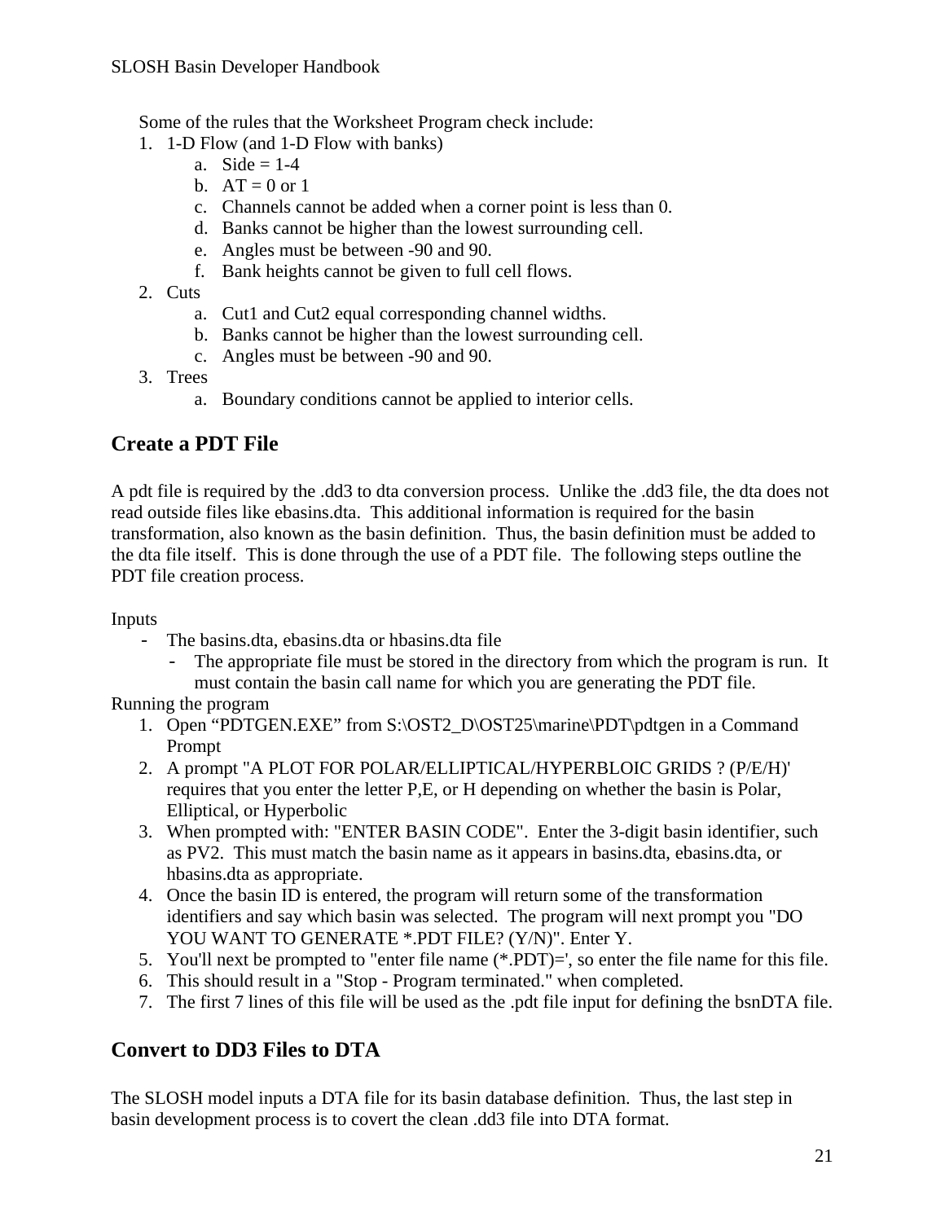Some of the rules that the Worksheet Program check include:

1. 1-D Flow (and 1-D Flow with banks)
   a. Side = 1-4
   b. AT = 0 or 1
   c. Channels cannot be added when a corner point is less than 0.
   d. Banks cannot be higher than the lowest surrounding cell.
   e. Angles must be between -90 and 90.
   f. Bank heights cannot be given to full cell flows.
2. Cuts
   a. Cut1 and Cut2 equal corresponding channel widths.
   b. Banks cannot be higher than the lowest surrounding cell.
   c. Angles must be between -90 and 90.
3. Trees
   a. Boundary conditions cannot be applied to interior cells.

## Create a PDT File

A pdt file is required by the .dd3 to dta conversion process. Unlike the .dd3 file, the dta does not read outside files like ebasins.dta. This additional information is required for the basin transformation, also known as the basin definition. Thus, the basin definition must be added to the dta file itself. This is done through the use of a PDT file. The following steps outline the PDT file creation process.

Inputs

- The basins.dta, ebasins.dta or hbasins.dta file
  - The appropriate file must be stored in the directory from which the program is run. It must contain the basin call name for which you are generating the PDT file.

Running the program

1. Open “PDTGEN.EXE” from S:\OST2_D\OST25\marine\PDT\pdtgen in a Command Prompt
2. A prompt "A PLOT FOR POLAR/ELLIPTICAL/HYPERBLOIC GRIDS ? (P/E/H)' requires that you enter the letter P,E, or H depending on whether the basin is Polar, Elliptical, or Hyperbolic
3. When prompted with: "ENTER BASIN CODE". Enter the 3-digit basin identifier, such as PV2. This must match the basin name as it appears in basins.dta, ebasins.dta, or hbasins.dta as appropriate.
4. Once the basin ID is entered, the program will return some of the transformation identifiers and say which basin was selected. The program will next prompt you "DO YOU WANT TO GENERATE *.PDT FILE? (Y/N)". Enter Y.
5. You'll next be prompted to "enter file name (*.PDT)=', so enter the file name for this file.
6. This should result in a "Stop - Program terminated." when completed.
7. The first 7 lines of this file will be used as the .pdt file input for defining the bsnDTA file.

## Convert to DD3 Files to DTA

The SLOSH model inputs a DTA file for its basin database definition. Thus, the last step in basin development process is to covert the clean .dd3 file into DTA format.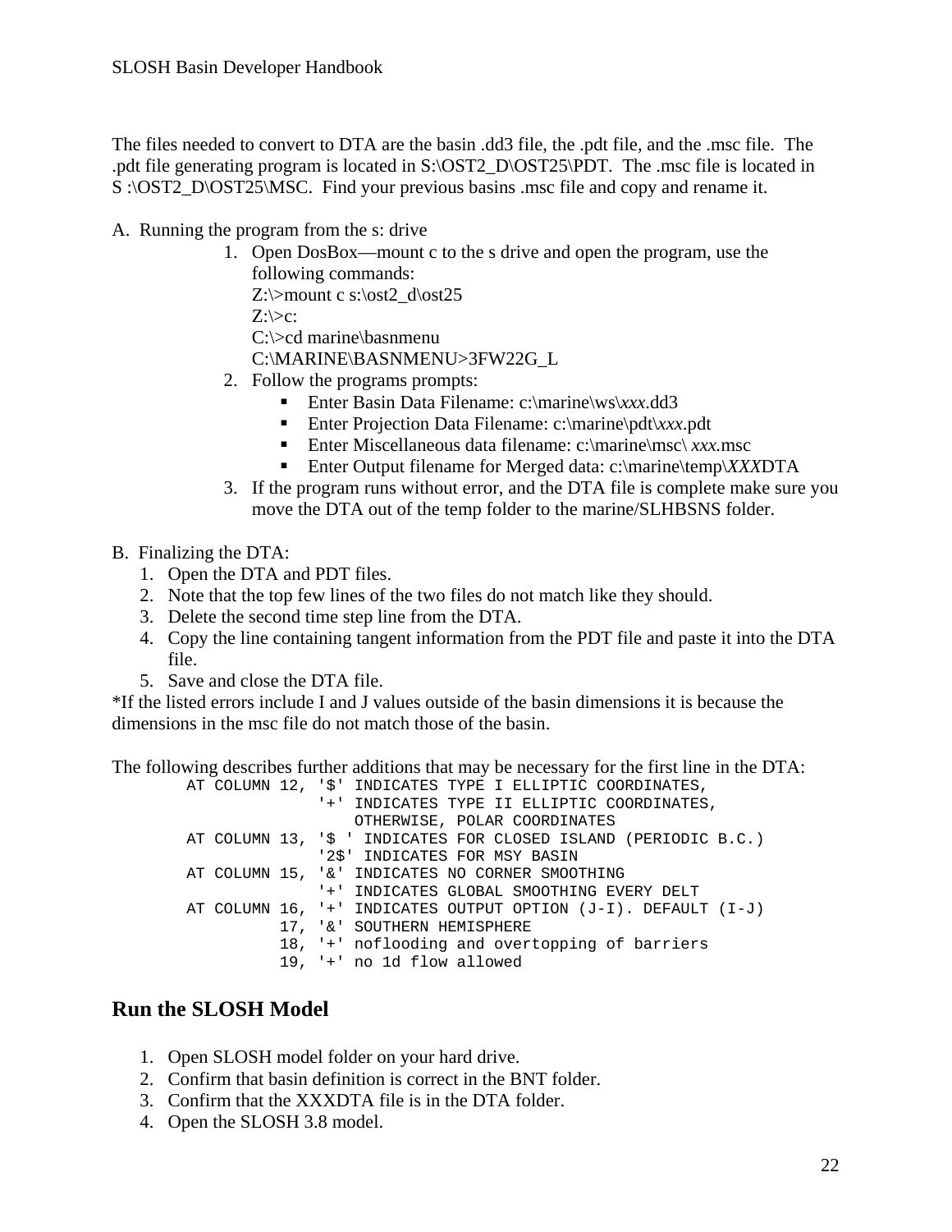The files needed to convert to DTA are the basin .dd3 file, the .pdt file, and the .msc file. The .pdt file generating program is located in S:\OST2_D\OST25\PDT. The .msc file is located in S :\OST2_D\OST25\MSC. Find your previous basins .msc file and copy and rename it.

A. Running the program from the s: drive
   1. Open DosBox—mount c to the s drive and open the program, use the following commands:
      Z:\>mount c s:\ost2_d\ost25
      Z:\>c:
      C:\>cd marine\basnmenu
      C:\MARINE\BASNMENU>3FW22G_L
   2. Follow the programs prompts:
      - Enter Basin Data Filename: c:\marine\ws\*xxx*.dd3
      - Enter Projection Data Filename: c:\marine\pdt\*xxx*.pdt
      - Enter Miscellaneous data filename: c:\marine\msc\ *xxx*.msc
      - Enter Output filename for Merged data: c:\marine\temp\*XXX*DTA
   3. If the program runs without error, and the DTA file is complete make sure you move the DTA out of the temp folder to the marine/SLHBSNS folder.

B. Finalizing the DTA:
   1. Open the DTA and PDT files.
   2. Note that the top few lines of the two files do not match like they should.
   3. Delete the second time step line from the DTA.
   4. Copy the line containing tangent information from the PDT file and paste it into the DTA file.
   5. Save and close the DTA file.

*If the listed errors include I and J values outside of the basin dimensions it is because the dimensions in the msc file do not match those of the basin.

The following describes further additions that may be necessary for the first line in the DTA:

```
        AT COLUMN 12, '$' INDICATES TYPE I ELLIPTIC COORDINATES,
                      '+' INDICATES TYPE II ELLIPTIC COORDINATES,
                          OTHERWISE, POLAR COORDINATES
        AT COLUMN 13, '$ ' INDICATES FOR CLOSED ISLAND (PERIODIC B.C.)
                      '2$' INDICATES FOR MSY BASIN
        AT COLUMN 15, '&' INDICATES NO CORNER SMOOTHING
                      '+' INDICATES GLOBAL SMOOTHING EVERY DELT
        AT COLUMN 16, '+' INDICATES OUTPUT OPTION (J-I). DEFAULT (I-J)
                  17, '&' SOUTHERN HEMISPHERE
                  18, '+' noflooding and overtopping of barriers
                  19, '+' no 1d flow allowed
```

## Run the SLOSH Model

1. Open SLOSH model folder on your hard drive.
2. Confirm that basin definition is correct in the BNT folder.
3. Confirm that the XXXDTA file is in the DTA folder.
4. Open the SLOSH 3.8 model.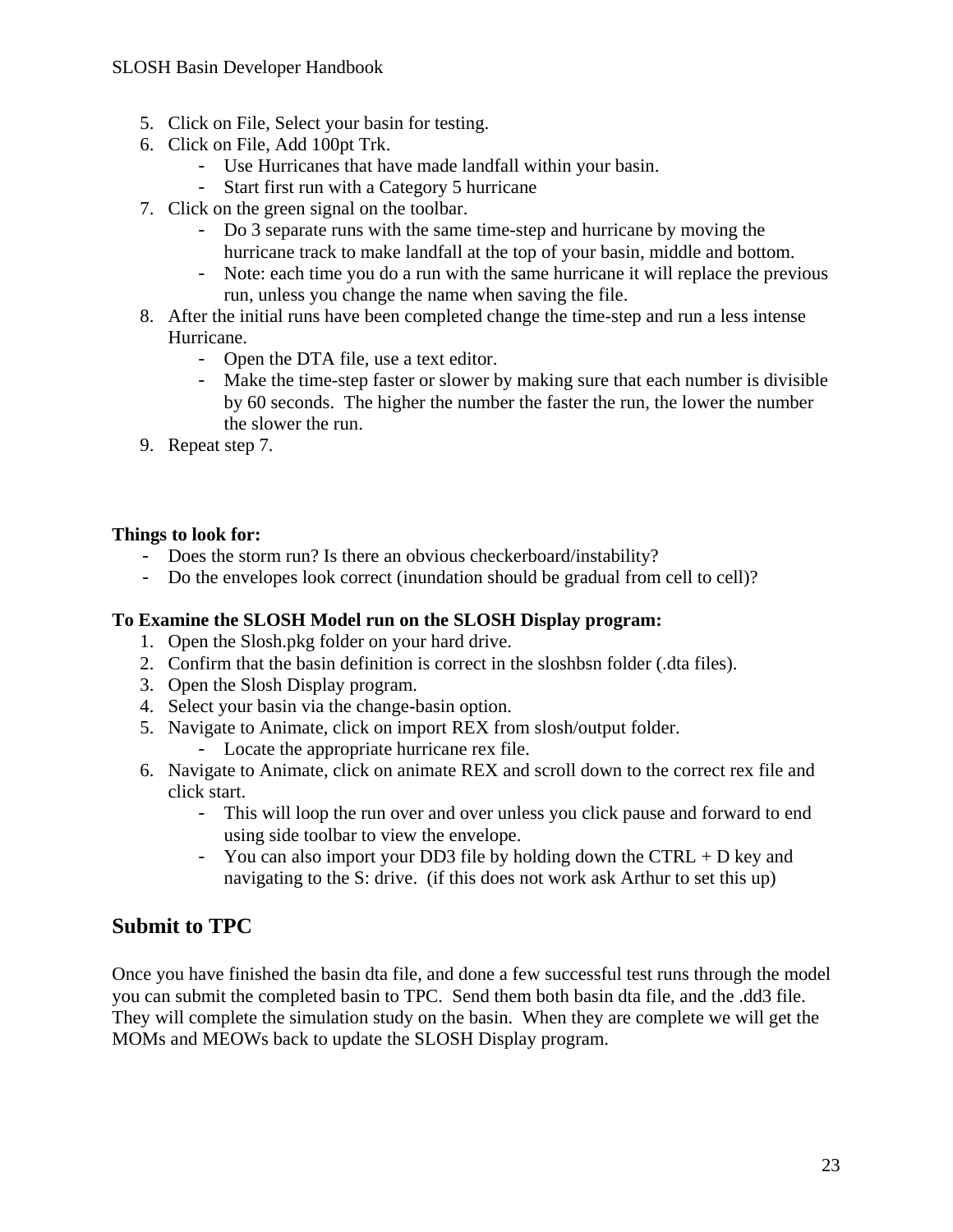5. Click on File, Select your basin for testing.
6. Click on File, Add 100pt Trk.
   - Use Hurricanes that have made landfall within your basin.
   - Start first run with a Category 5 hurricane
7. Click on the green signal on the toolbar.
   - Do 3 separate runs with the same time-step and hurricane by moving the hurricane track to make landfall at the top of your basin, middle and bottom.
   - Note: each time you do a run with the same hurricane it will replace the previous run, unless you change the name when saving the file.
8. After the initial runs have been completed change the time-step and run a less intense Hurricane.
   - Open the DTA file, use a text editor.
   - Make the time-step faster or slower by making sure that each number is divisible by 60 seconds. The higher the number the faster the run, the lower the number the slower the run.
9. Repeat step 7.

**Things to look for:**

- Does the storm run? Is there an obvious checkerboard/instability?
- Do the envelopes look correct (inundation should be gradual from cell to cell)?

**To Examine the SLOSH Model run on the SLOSH Display program:**

1. Open the Slosh.pkg folder on your hard drive.
2. Confirm that the basin definition is correct in the sloshbsn folder (.dta files).
3. Open the Slosh Display program.
4. Select your basin via the change-basin option.
5. Navigate to Animate, click on import REX from slosh/output folder.
   - Locate the appropriate hurricane rex file.
6. Navigate to Animate, click on animate REX and scroll down to the correct rex file and click start.
   - This will loop the run over and over unless you click pause and forward to end using side toolbar to view the envelope.
   - You can also import your DD3 file by holding down the CTRL + D key and navigating to the S: drive. (if this does not work ask Arthur to set this up)

## Submit to TPC

Once you have finished the basin dta file, and done a few successful test runs through the model you can submit the completed basin to TPC. Send them both basin dta file, and the .dd3 file. They will complete the simulation study on the basin. When they are complete we will get the MOMs and MEOWs back to update the SLOSH Display program.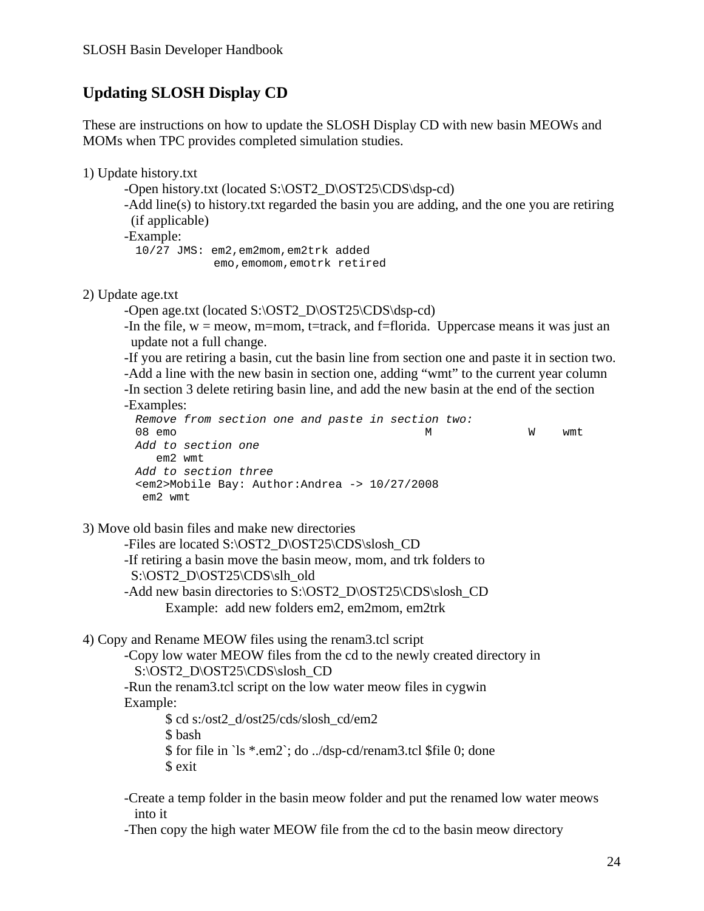## Updating SLOSH Display CD

These are instructions on how to update the SLOSH Display CD with new basin MEOWs and MOMs when TPC provides completed simulation studies.

1) Update history.txt
   - Open history.txt (located S:\OST2_D\OST25\CDS\dsp-cd)
   - Add line(s) to history.txt regarded the basin you are adding, and the one you are retiring (if applicable)
   - Example:

```
10/27 JMS: em2,em2mom,em2trk added
           emo,emomom,emotrk retired
```

2) Update age.txt
   - Open age.txt (located S:\OST2_D\OST25\CDS\dsp-cd)
   - In the file, w = meow, m=mom, t=track, and f=florida. Uppercase means it was just an update not a full change.
   - If you are retiring a basin, cut the basin line from section one and paste it in section two.
   - Add a line with the new basin in section one, adding "wmt" to the current year column
   - In section 3 delete retiring basin line, and add the new basin at the end of the section
   - Examples:

```
Remove from section one and paste in section two:
08 emo                                   M              W    wmt
Add to section one
   em2 wmt
Add to section three
<em2>Mobile Bay: Author:Andrea -> 10/27/2008
 em2 wmt
```

3) Move old basin files and make new directories
   - Files are located S:\OST2_D\OST25\CDS\slosh_CD
   - If retiring a basin move the basin meow, mom, and trk folders to S:\OST2_D\OST25\CDS\slh_old
   - Add new basin directories to S:\OST2_D\OST25\CDS\slosh_CD

     Example: add new folders em2, em2mom, em2trk

4) Copy and Rename MEOW files using the renam3.tcl script
   - Copy low water MEOW files from the cd to the newly created directory in S:\OST2_D\OST25\CDS\slosh_CD
   - Run the renam3.tcl script on the low water meow files in cygwin

   Example:

```
$ cd s:/ost2_d/ost25/cds/slosh_cd/em2
$ bash
$ for file in `ls *.em2`; do ../dsp-cd/renam3.tcl $file 0; done
$ exit
```

   - Create a temp folder in the basin meow folder and put the renamed low water meows into it
   - Then copy the high water MEOW file from the cd to the basin meow directory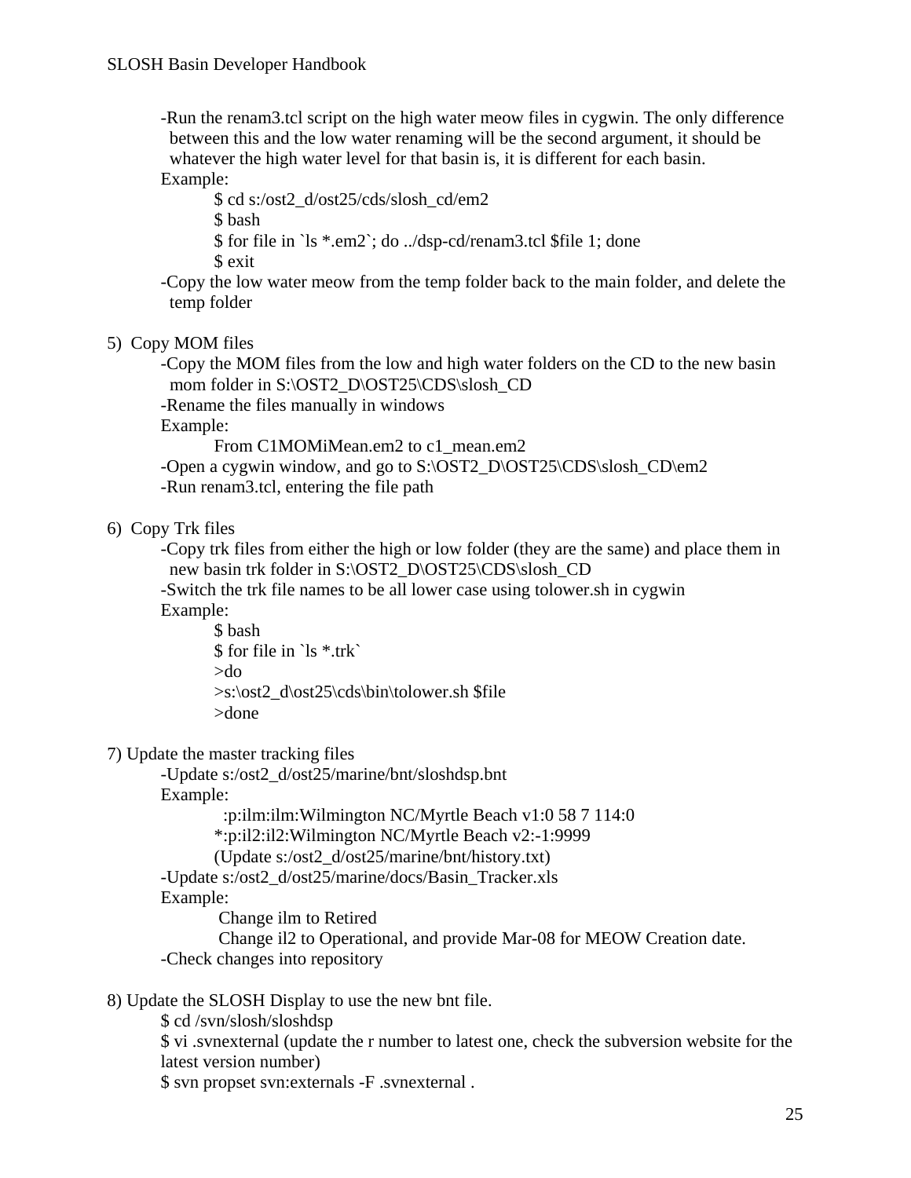-Run the renam3.tcl script on the high water meow files in cygwin. The only difference between this and the low water renaming will be the second argument, it should be whatever the high water level for that basin is, it is different for each basin.

Example:

```
$ cd s:/ost2_d/ost25/cds/slosh_cd/em2
$ bash
$ for file in `ls *.em2`; do ../dsp-cd/renam3.tcl $file 1; done
$ exit
```

-Copy the low water meow from the temp folder back to the main folder, and delete the temp folder

5) Copy MOM files

-Copy the MOM files from the low and high water folders on the CD to the new basin mom folder in S:\OST2_D\OST25\CDS\slosh_CD

-Rename the files manually in windows

Example:

From C1MOMiMean.em2 to c1_mean.em2

-Open a cygwin window, and go to S:\OST2_D\OST25\CDS\slosh_CD\em2

-Run renam3.tcl, entering the file path

6) Copy Trk files

-Copy trk files from either the high or low folder (they are the same) and place them in new basin trk folder in S:\OST2_D\OST25\CDS\slosh_CD

-Switch the trk file names to be all lower case using tolower.sh in cygwin

Example:

```
$ bash
$ for file in `ls *.trk`
>do
>s:\ost2_d\ost25\cds\bin\tolower.sh $file
>done
```

7) Update the master tracking files

-Update s:/ost2_d/ost25/marine/bnt/sloshdsp.bnt

Example:

```
 :p:ilm:ilm:Wilmington NC/Myrtle Beach v1:0 58 7 114:0
*:p:il2:il2:Wilmington NC/Myrtle Beach v2:-1:9999
```

(Update s:/ost2_d/ost25/marine/bnt/history.txt)

-Update s:/ost2_d/ost25/marine/docs/Basin_Tracker.xls

Example:

Change ilm to Retired

Change il2 to Operational, and provide Mar-08 for MEOW Creation date.

-Check changes into repository

8) Update the SLOSH Display to use the new bnt file.

```
$ cd /svn/slosh/sloshdsp
$ vi .svnexternal (update the r number to latest one, check the subversion website for the latest version number)
$ svn propset svn:externals -F .svnexternal .
```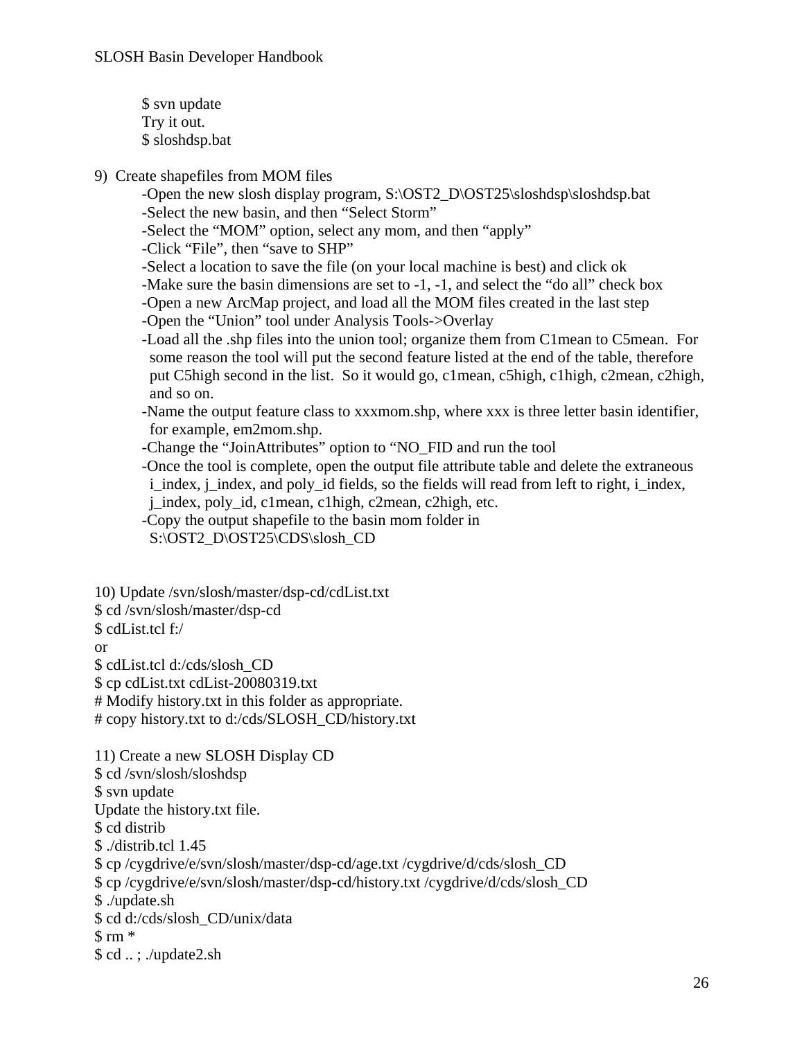```
$ svn update
Try it out.
$ sloshdsp.bat
```

9) Create shapefiles from MOM files

- -Open the new slosh display program, S:\OST2_D\OST25\sloshdsp\sloshdsp.bat
- -Select the new basin, and then “Select Storm”
- -Select the “MOM” option, select any mom, and then “apply”
- -Click “File”, then “save to SHP”
- -Select a location to save the file (on your local machine is best) and click ok
- -Make sure the basin dimensions are set to -1, -1, and select the “do all” check box
- -Open a new ArcMap project, and load all the MOM files created in the last step
- -Open the “Union” tool under Analysis Tools->Overlay
- -Load all the .shp files into the union tool; organize them from C1mean to C5mean. For some reason the tool will put the second feature listed at the end of the table, therefore put C5high second in the list. So it would go, c1mean, c5high, c1high, c2mean, c2high, and so on.
- -Name the output feature class to xxxmom.shp, where xxx is three letter basin identifier, for example, em2mom.shp.
- -Change the “JoinAttributes” option to “NO_FID and run the tool
- -Once the tool is complete, open the output file attribute table and delete the extraneous i_index, j_index, and poly_id fields, so the fields will read from left to right, i_index, j_index, poly_id, c1mean, c1high, c2mean, c2high, etc.
- -Copy the output shapefile to the basin mom folder in S:\OST2_D\OST25\CDS\slosh_CD

10) Update /svn/slosh/master/dsp-cd/cdList.txt

```
$ cd /svn/slosh/master/dsp-cd
$ cdList.tcl f:/
or
$ cdList.tcl d:/cds/slosh_CD
$ cp cdList.txt cdList-20080319.txt
# Modify history.txt in this folder as appropriate.
# copy history.txt to d:/cds/SLOSH_CD/history.txt
```

11) Create a new SLOSH Display CD

```
$ cd /svn/slosh/sloshdsp
$ svn update
Update the history.txt file.
$ cd distrib
$ ./distrib.tcl 1.45
$ cp /cygdrive/e/svn/slosh/master/dsp-cd/age.txt /cygdrive/d/cds/slosh_CD
$ cp /cygdrive/e/svn/slosh/master/dsp-cd/history.txt /cygdrive/d/cds/slosh_CD
$ ./update.sh
$ cd d:/cds/slosh_CD/unix/data
$ rm *
$ cd .. ; ./update2.sh
```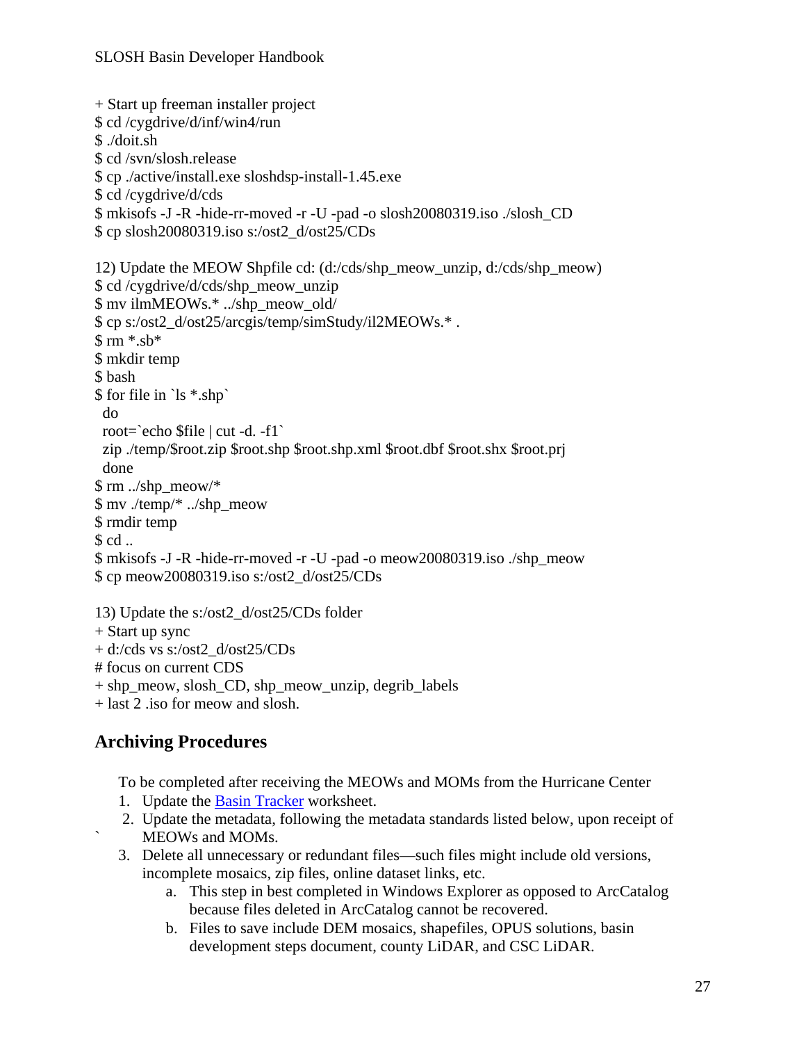+ Start up freeman installer project
$ cd /cygdrive/d/inf/win4/run
$ ./doit.sh
$ cd /svn/slosh.release
$ cp ./active/install.exe sloshdsp-install-1.45.exe
$ cd /cygdrive/d/cds
$ mkisofs -J -R -hide-rr-moved -r -U -pad -o slosh20080319.iso ./slosh_CD
$ cp slosh20080319.iso s:/ost2_d/ost25/CDs

12) Update the MEOW Shpfile cd: (d:/cds/shp_meow_unzip, d:/cds/shp_meow)
$ cd /cygdrive/d/cds/shp_meow_unzip
$ mv ilmMEOWs.* ../shp_meow_old/
$ cp s:/ost2_d/ost25/arcgis/temp/simStudy/il2MEOWs.* .
$ rm *.sb*
$ mkdir temp
$ bash
$ for file in `ls *.shp`
  do
  root=`echo $file | cut -d. -f1`
  zip ./temp/$root.zip $root.shp $root.shp.xml $root.dbf $root.shx $root.prj
  done
$ rm ../shp_meow/*
$ mv ./temp/* ../shp_meow
$ rmdir temp
$ cd ..
$ mkisofs -J -R -hide-rr-moved -r -U -pad -o meow20080319.iso ./shp_meow
$ cp meow20080319.iso s:/ost2_d/ost25/CDs

13) Update the s:/ost2_d/ost25/CDs folder
+ Start up sync
+ d:/cds vs s:/ost2_d/ost25/CDs
# focus on current CDS
+ shp_meow, slosh_CD, shp_meow_unzip, degrib_labels
+ last 2 .iso for meow and slosh.

## Archiving Procedures

To be completed after receiving the MEOWs and MOMs from the Hurricane Center

1. Update the Basin Tracker worksheet.
2. Update the metadata, following the metadata standards listed below, upon receipt of MEOWs and MOMs.
3. Delete all unnecessary or redundant files—such files might include old versions, incomplete mosaics, zip files, online dataset links, etc.
    a. This step in best completed in Windows Explorer as opposed to ArcCatalog because files deleted in ArcCatalog cannot be recovered.
    b. Files to save include DEM mosaics, shapefiles, OPUS solutions, basin development steps document, county LiDAR, and CSC LiDAR.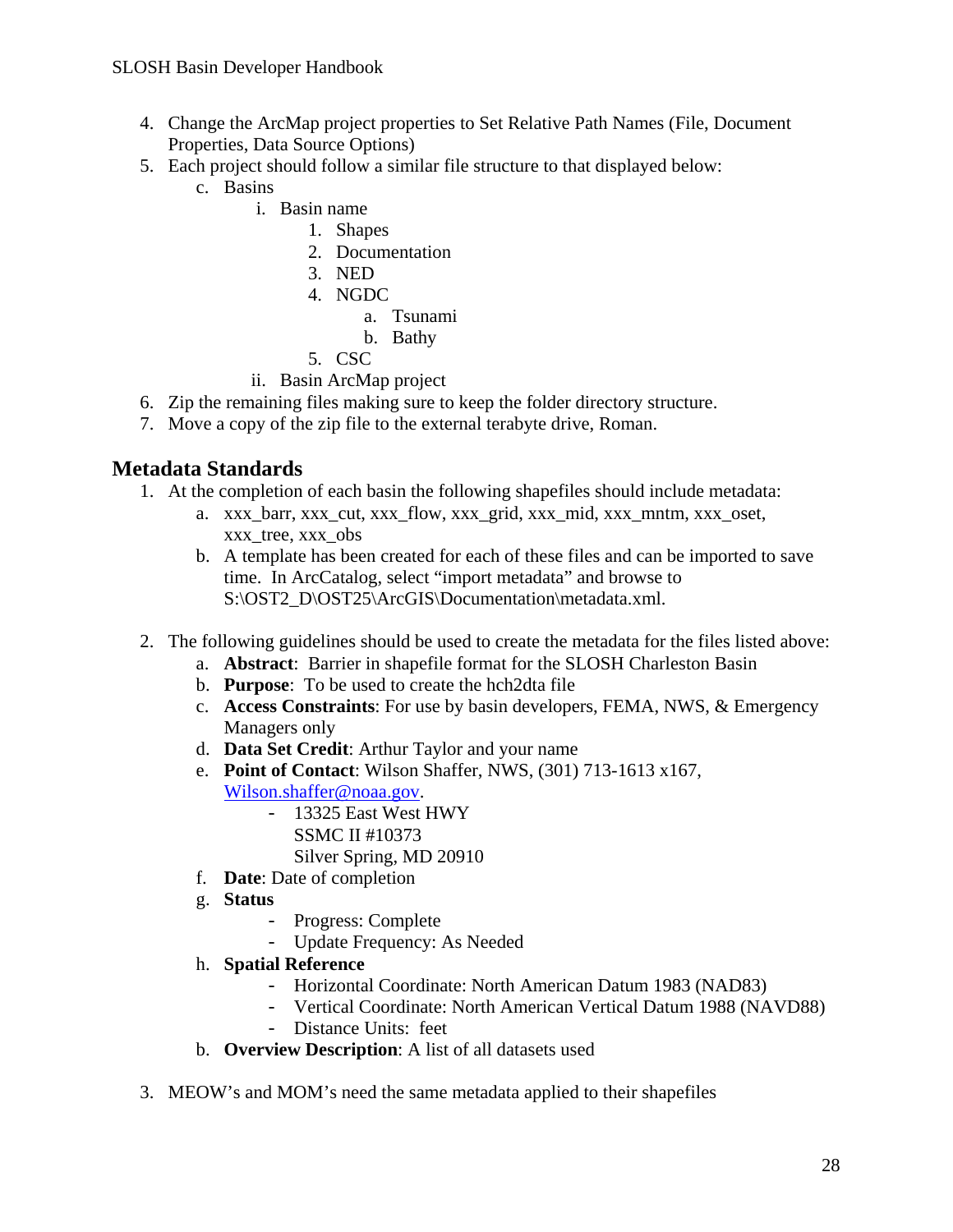4. Change the ArcMap project properties to Set Relative Path Names (File, Document Properties, Data Source Options)
5. Each project should follow a similar file structure to that displayed below:
   c. Basins
      i. Basin name
         1. Shapes
         2. Documentation
         3. NED
         4. NGDC
            a. Tsunami
            b. Bathy
         5. CSC
      ii. Basin ArcMap project
6. Zip the remaining files making sure to keep the folder directory structure.
7. Move a copy of the zip file to the external terabyte drive, Roman.

## Metadata Standards

1. At the completion of each basin the following shapefiles should include metadata:
   a. xxx_barr, xxx_cut, xxx_flow, xxx_grid, xxx_mid, xxx_mntm, xxx_oset, xxx_tree, xxx_obs
   b. A template has been created for each of these files and can be imported to save time. In ArcCatalog, select "import metadata" and browse to S:\OST2_D\OST25\ArcGIS\Documentation\metadata.xml.

2. The following guidelines should be used to create the metadata for the files listed above:
   a. **Abstract**: Barrier in shapefile format for the SLOSH Charleston Basin
   b. **Purpose**: To be used to create the hch2dta file
   c. **Access Constraints**: For use by basin developers, FEMA, NWS, & Emergency Managers only
   d. **Data Set Credit**: Arthur Taylor and your name
   e. **Point of Contact**: Wilson Shaffer, NWS, (301) 713-1613 x167, Wilson.shaffer@noaa.gov.
      - 13325 East West HWY
        SSMC II #10373
        Silver Spring, MD 20910
   f. **Date**: Date of completion
   g. **Status**
      - Progress: Complete
      - Update Frequency: As Needed
   h. **Spatial Reference**
      - Horizontal Coordinate: North American Datum 1983 (NAD83)
      - Vertical Coordinate: North American Vertical Datum 1988 (NAVD88)
      - Distance Units: feet
   b. **Overview Description**: A list of all datasets used

3. MEOW's and MOM's need the same metadata applied to their shapefiles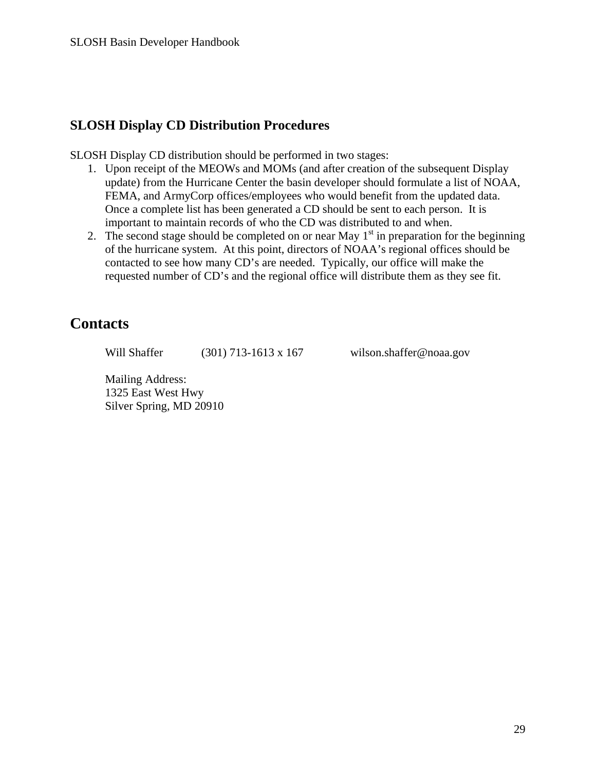## SLOSH Display CD Distribution Procedures

SLOSH Display CD distribution should be performed in two stages:

1. Upon receipt of the MEOWs and MOMs (and after creation of the subsequent Display update) from the Hurricane Center the basin developer should formulate a list of NOAA, FEMA, and ArmyCorp offices/employees who would benefit from the updated data. Once a complete list has been generated a CD should be sent to each person. It is important to maintain records of who the CD was distributed to and when.
2. The second stage should be completed on or near May 1st in preparation for the beginning of the hurricane system. At this point, directors of NOAA's regional offices should be contacted to see how many CD's are needed. Typically, our office will make the requested number of CD's and the regional office will distribute them as they see fit.

# Contacts

Will Shaffer    (301) 713-1613 x 167    wilson.shaffer@noaa.gov

Mailing Address:
1325 East West Hwy
Silver Spring, MD 20910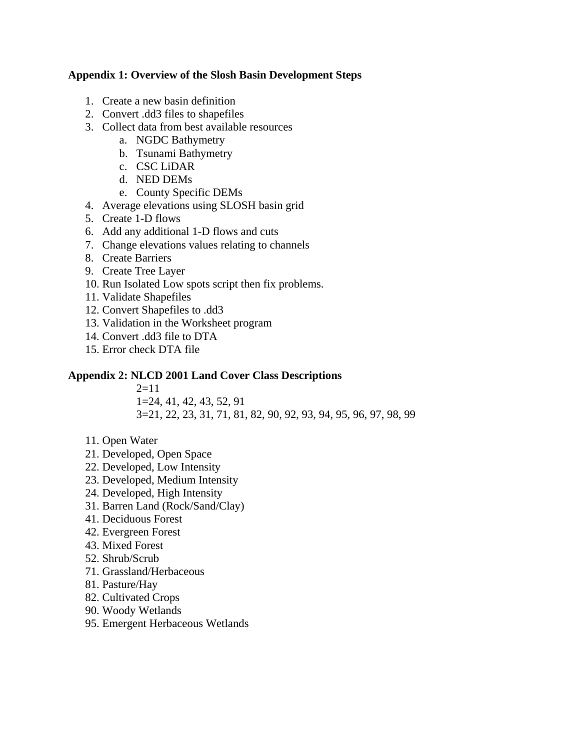**Appendix 1: Overview of the Slosh Basin Development Steps**

1. Create a new basin definition
2. Convert .dd3 files to shapefiles
3. Collect data from best available resources
    a. NGDC Bathymetry
    b. Tsunami Bathymetry
    c. CSC LiDAR
    d. NED DEMs
    e. County Specific DEMs
4. Average elevations using SLOSH basin grid
5. Create 1-D flows
6. Add any additional 1-D flows and cuts
7. Change elevations values relating to channels
8. Create Barriers
9. Create Tree Layer
10. Run Isolated Low spots script then fix problems.
11. Validate Shapefiles
12. Convert Shapefiles to .dd3
13. Validation in the Worksheet program
14. Convert .dd3 file to DTA
15. Error check DTA file

**Appendix 2: NLCD 2001 Land Cover Class Descriptions**

2=11
1=24, 41, 42, 43, 52, 91
3=21, 22, 23, 31, 71, 81, 82, 90, 92, 93, 94, 95, 96, 97, 98, 99

11. Open Water
21. Developed, Open Space
22. Developed, Low Intensity
23. Developed, Medium Intensity
24. Developed, High Intensity
31. Barren Land (Rock/Sand/Clay)
41. Deciduous Forest
42. Evergreen Forest
43. Mixed Forest
52. Shrub/Scrub
71. Grassland/Herbaceous
81. Pasture/Hay
82. Cultivated Crops
90. Woody Wetlands
95. Emergent Herbaceous Wetlands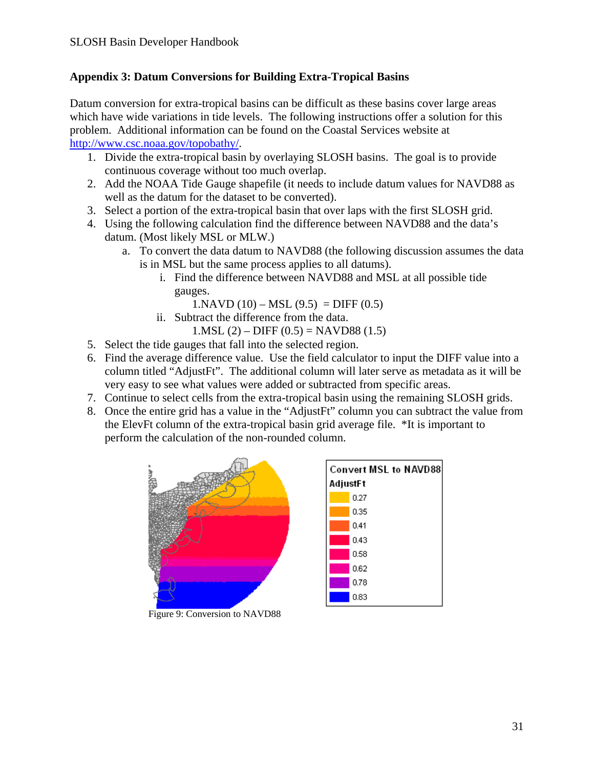## Appendix 3: Datum Conversions for Building Extra-Tropical Basins

Datum conversion for extra-tropical basins can be difficult as these basins cover large areas which have wide variations in tide levels. The following instructions offer a solution for this problem. Additional information can be found on the Coastal Services website at http://www.csc.noaa.gov/topobathy/.

1. Divide the extra-tropical basin by overlaying SLOSH basins. The goal is to provide continuous coverage without too much overlap.
2. Add the NOAA Tide Gauge shapefile (it needs to include datum values for NAVD88 as well as the datum for the dataset to be converted).
3. Select a portion of the extra-tropical basin that over laps with the first SLOSH grid.
4. Using the following calculation find the difference between NAVD88 and the data's datum. (Most likely MSL or MLW.)
    a. To convert the data datum to NAVD88 (the following discussion assumes the data is in MSL but the same process applies to all datums).
        i. Find the difference between NAVD88 and MSL at all possible tide gauges.
            1. NAVD (10) – MSL (9.5) = DIFF (0.5)
        ii. Subtract the difference from the data.
            1. MSL (2) – DIFF (0.5) = NAVD88 (1.5)
5. Select the tide gauges that fall into the selected region.
6. Find the average difference value. Use the field calculator to input the DIFF value into a column titled "AdjustFt". The additional column will later serve as metadata as it will be very easy to see what values were added or subtracted from specific areas.
7. Continue to select cells from the extra-tropical basin using the remaining SLOSH grids.
8. Once the entire grid has a value in the "AdjustFt" column you can subtract the value from the ElevFt column of the extra-tropical basin grid average file. *It is important to perform the calculation of the non-rounded column.

Convert MSL to NAVD88
AdjustFt
0.27
0.35
0.41
0.43
0.58
0.62
0.78
0.83

Figure 9: Conversion to NAVD88